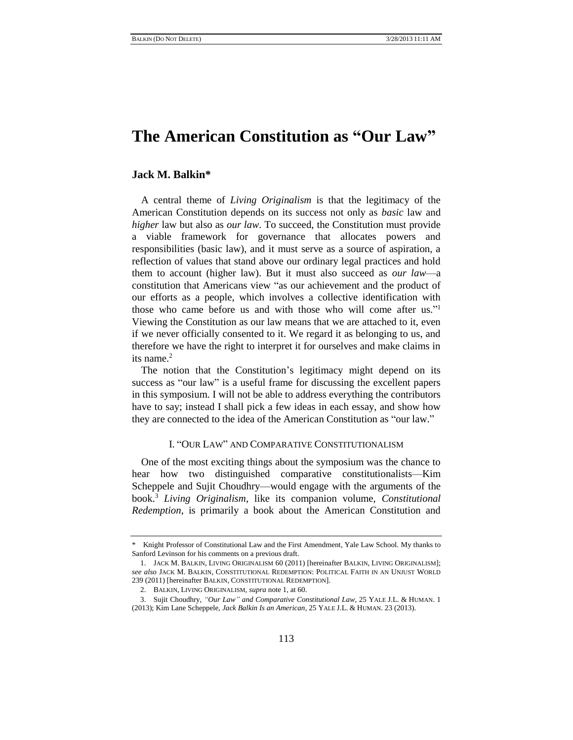# The American Constitution as "Our Law"

**Jack M. Balkin***

A central theme of *Living Originalism* is that the legitimacy of the American Constitution depends on its success not only as *basic* law and *higher* law but also as *our law*. To succeed, the Constitution must provide a viable framework for governance that allocates powers and responsibilities (basic law), and it must serve as a source of aspiration, a reflection of values that stand above our ordinary legal practices and hold them to account (higher law). But it must also succeed as *our law*—a constitution that Americans view "as our achievement and the product of our efforts as a people, which involves a collective identification with those who came before us and with those who will come after us."[1] Viewing the Constitution as our law means that we are attached to it, even if we never officially consented to it. We regard it as belonging to us, and therefore we have the right to interpret it for ourselves and make claims in its name.[2]

The notion that the Constitution's legitimacy might depend on its success as "our law" is a useful frame for discussing the excellent papers in this symposium. I will not be able to address everything the contributors have to say; instead I shall pick a few ideas in each essay, and show how they are connected to the idea of the American Constitution as "our law."

## I. "Our Law" and Comparative Constitutionalism

One of the most exciting things about the symposium was the chance to hear how two distinguished comparative constitutionalists—Kim Scheppele and Sujit Choudhry—would engage with the arguments of the book.[3] *Living Originalism*, like its companion volume, *Constitutional Redemption*, is primarily a book about the American Constitution and

---

\* Knight Professor of Constitutional Law and the First Amendment, Yale Law School. My thanks to Sanford Levinson for his comments on a previous draft.

1. JACK M. BALKIN, LIVING ORIGINALISM 60 (2011) [hereinafter BALKIN, LIVING ORIGINALISM]; *see also* JACK M. BALKIN, CONSTITUTIONAL REDEMPTION: POLITICAL FAITH IN AN UNJUST WORLD 239 (2011) [hereinafter BALKIN, CONSTITUTIONAL REDEMPTION].

2. BALKIN, LIVING ORIGINALISM, *supra* note 1, at 60.

3. Sujit Choudhry, *"Our Law" and Comparative Constitutional Law*, 25 YALE J.L. & HUMAN. 1 (2013); Kim Lane Scheppele, *Jack Balkin Is an American*, 25 YALE J.L. & HUMAN. 23 (2013).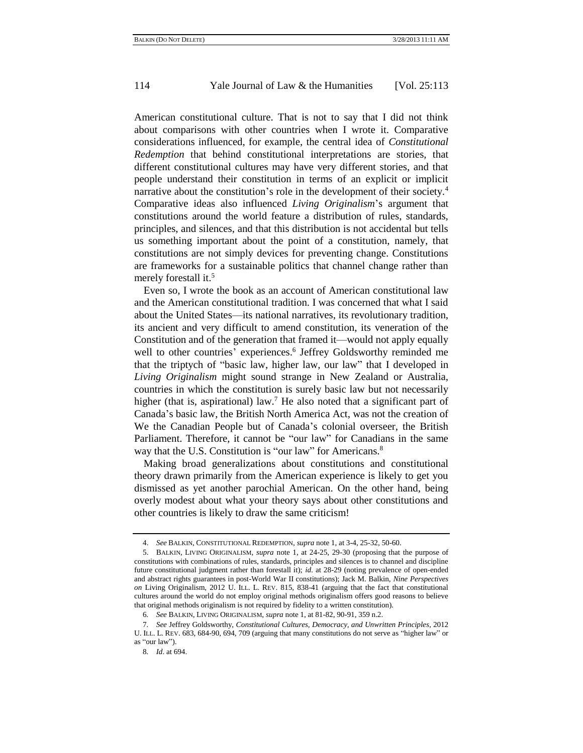American constitutional culture. That is not to say that I did not think about comparisons with other countries when I wrote it. Comparative considerations influenced, for example, the central idea of *Constitutional Redemption* that behind constitutional interpretations are stories, that different constitutional cultures may have very different stories, and that people understand their constitution in terms of an explicit or implicit narrative about the constitution's role in the development of their society.[4] Comparative ideas also influenced *Living Originalism*'s argument that constitutions around the world feature a distribution of rules, standards, principles, and silences, and that this distribution is not accidental but tells us something important about the point of a constitution, namely, that constitutions are not simply devices for preventing change. Constitutions are frameworks for a sustainable politics that channel change rather than merely forestall it.[5]

Even so, I wrote the book as an account of American constitutional law and the American constitutional tradition. I was concerned that what I said about the United States—its national narratives, its revolutionary tradition, its ancient and very difficult to amend constitution, its veneration of the Constitution and of the generation that framed it—would not apply equally well to other countries' experiences.[6] Jeffrey Goldsworthy reminded me that the triptych of "basic law, higher law, our law" that I developed in *Living Originalism* might sound strange in New Zealand or Australia, countries in which the constitution is surely basic law but not necessarily higher (that is, aspirational) law.[7] He also noted that a significant part of Canada's basic law, the British North America Act, was not the creation of We the Canadian People but of Canada's colonial overseer, the British Parliament. Therefore, it cannot be "our law" for Canadians in the same way that the U.S. Constitution is "our law" for Americans.[8]

Making broad generalizations about constitutions and constitutional theory drawn primarily from the American experience is likely to get you dismissed as yet another parochial American. On the other hand, being overly modest about what your theory says about other constitutions and other countries is likely to draw the same criticism!

---

4. *See* BALKIN, CONSTITUTIONAL REDEMPTION, *supra* note 1, at 3-4, 25-32, 50-60.

5. BALKIN, LIVING ORIGINALISM, *supra* note 1, at 24-25, 29-30 (proposing that the purpose of constitutions with combinations of rules, standards, principles and silences is to channel and discipline future constitutional judgment rather than forestall it); *id.* at 28-29 (noting prevalence of open-ended and abstract rights guarantees in post-World War II constitutions); Jack M. Balkin, *Nine Perspectives on* Living Originalism, 2012 U. ILL. L. REV. 815, 838-41 (arguing that the fact that constitutional cultures around the world do not employ original methods originalism offers good reasons to believe that original methods originalism is not required by fidelity to a written constitution).

6. *See* BALKIN, LIVING ORIGINALISM, *supra* note 1, at 81-82, 90-91, 359 n.2.

7. *See* Jeffrey Goldsworthy, *Constitutional Cultures, Democracy, and Unwritten Principles*, 2012 U. ILL. L. REV. 683, 684-90, 694, 709 (arguing that many constitutions do not serve as "higher law" or as "our law").

8. *Id*. at 694.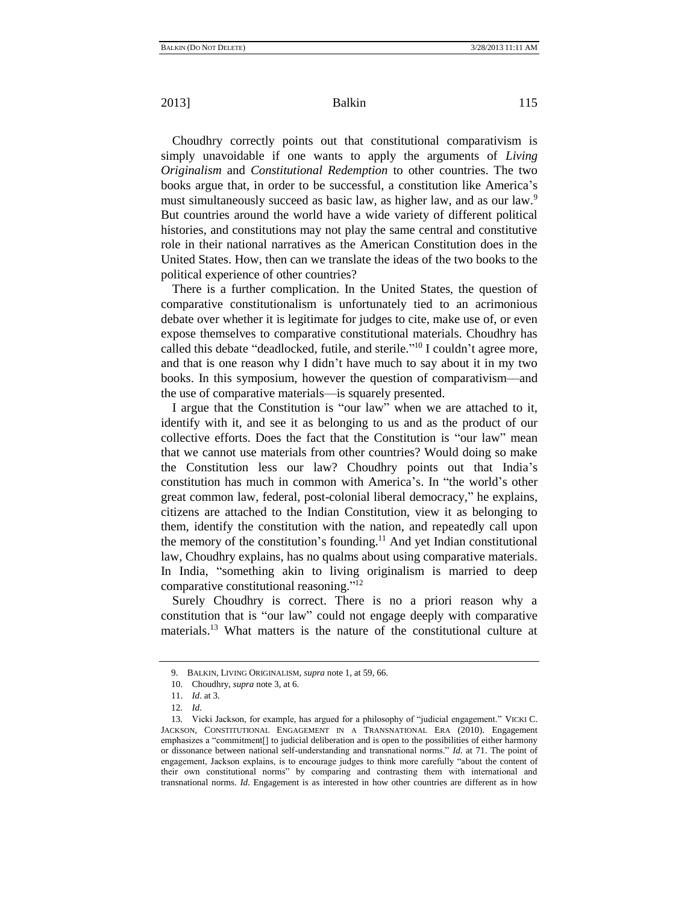Choudhry correctly points out that constitutional comparativism is simply unavoidable if one wants to apply the arguments of *Living Originalism* and *Constitutional Redemption* to other countries. The two books argue that, in order to be successful, a constitution like America's must simultaneously succeed as basic law, as higher law, and as our law.[9] But countries around the world have a wide variety of different political histories, and constitutions may not play the same central and constitutive role in their national narratives as the American Constitution does in the United States. How, then can we translate the ideas of the two books to the political experience of other countries?

There is a further complication. In the United States, the question of comparative constitutionalism is unfortunately tied to an acrimonious debate over whether it is legitimate for judges to cite, make use of, or even expose themselves to comparative constitutional materials. Choudhry has called this debate "deadlocked, futile, and sterile."[10] I couldn't agree more, and that is one reason why I didn't have much to say about it in my two books. In this symposium, however the question of comparativism—and the use of comparative materials—is squarely presented.

I argue that the Constitution is "our law" when we are attached to it, identify with it, and see it as belonging to us and as the product of our collective efforts. Does the fact that the Constitution is "our law" mean that we cannot use materials from other countries? Would doing so make the Constitution less our law? Choudhry points out that India's constitution has much in common with America's. In "the world's other great common law, federal, post-colonial liberal democracy," he explains, citizens are attached to the Indian Constitution, view it as belonging to them, identify the constitution with the nation, and repeatedly call upon the memory of the constitution's founding.[11] And yet Indian constitutional law, Choudhry explains, has no qualms about using comparative materials. In India, "something akin to living originalism is married to deep comparative constitutional reasoning."[12]

Surely Choudhry is correct. There is no a priori reason why a constitution that is "our law" could not engage deeply with comparative materials.[13] What matters is the nature of the constitutional culture at

9. BALKIN, LIVING ORIGINALISM, *supra* note 1, at 59, 66.

10. Choudhry, *supra* note 3, at 6.

11. *Id*. at 3.

12. *Id*.

13. Vicki Jackson, for example, has argued for a philosophy of "judicial engagement." VICKI C. JACKSON, CONSTITUTIONAL ENGAGEMENT IN A TRANSNATIONAL ERA (2010). Engagement emphasizes a "commitment[] to judicial deliberation and is open to the possibilities of either harmony or dissonance between national self-understanding and transnational norms." *Id*. at 71. The point of engagement, Jackson explains, is to encourage judges to think more carefully "about the content of their own constitutional norms" by comparing and contrasting them with international and transnational norms. *Id*. Engagement is as interested in how other countries are different as in how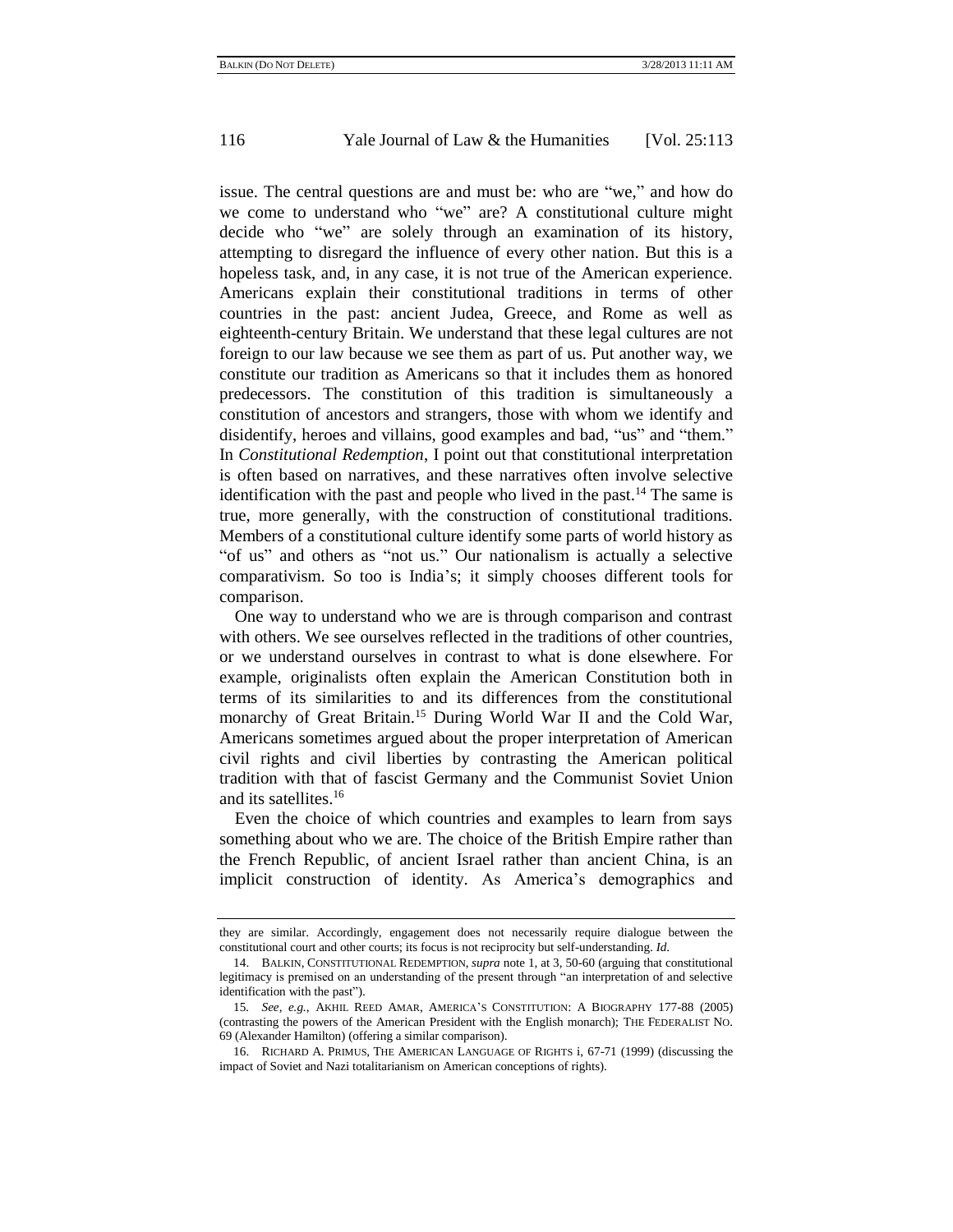issue. The central questions are and must be: who are "we," and how do we come to understand who "we" are? A constitutional culture might decide who "we" are solely through an examination of its history, attempting to disregard the influence of every other nation. But this is a hopeless task, and, in any case, it is not true of the American experience. Americans explain their constitutional traditions in terms of other countries in the past: ancient Judea, Greece, and Rome as well as eighteenth-century Britain. We understand that these legal cultures are not foreign to our law because we see them as part of us. Put another way, we constitute our tradition as Americans so that it includes them as honored predecessors. The constitution of this tradition is simultaneously a constitution of ancestors and strangers, those with whom we identify and disidentify, heroes and villains, good examples and bad, "us" and "them." In *Constitutional Redemption*, I point out that constitutional interpretation is often based on narratives, and these narratives often involve selective identification with the past and people who lived in the past.[14] The same is true, more generally, with the construction of constitutional traditions. Members of a constitutional culture identify some parts of world history as "of us" and others as "not us." Our nationalism is actually a selective comparativism. So too is India's; it simply chooses different tools for comparison.

One way to understand who we are is through comparison and contrast with others. We see ourselves reflected in the traditions of other countries, or we understand ourselves in contrast to what is done elsewhere. For example, originalists often explain the American Constitution both in terms of its similarities to and its differences from the constitutional monarchy of Great Britain.[15] During World War II and the Cold War, Americans sometimes argued about the proper interpretation of American civil rights and civil liberties by contrasting the American political tradition with that of fascist Germany and the Communist Soviet Union and its satellites.[16]

Even the choice of which countries and examples to learn from says something about who we are. The choice of the British Empire rather than the French Republic, of ancient Israel rather than ancient China, is an implicit construction of identity. As America's demographics and

---

they are similar. Accordingly, engagement does not necessarily require dialogue between the constitutional court and other courts; its focus is not reciprocity but self-understanding. *Id.*

14. BALKIN, CONSTITUTIONAL REDEMPTION, *supra* note 1, at 3, 50-60 (arguing that constitutional legitimacy is premised on an understanding of the present through "an interpretation of and selective identification with the past").

15. *See, e.g.*, AKHIL REED AMAR, AMERICA'S CONSTITUTION: A BIOGRAPHY 177-88 (2005) (contrasting the powers of the American President with the English monarch); THE FEDERALIST NO. 69 (Alexander Hamilton) (offering a similar comparison).

16. RICHARD A. PRIMUS, THE AMERICAN LANGUAGE OF RIGHTS i, 67-71 (1999) (discussing the impact of Soviet and Nazi totalitarianism on American conceptions of rights).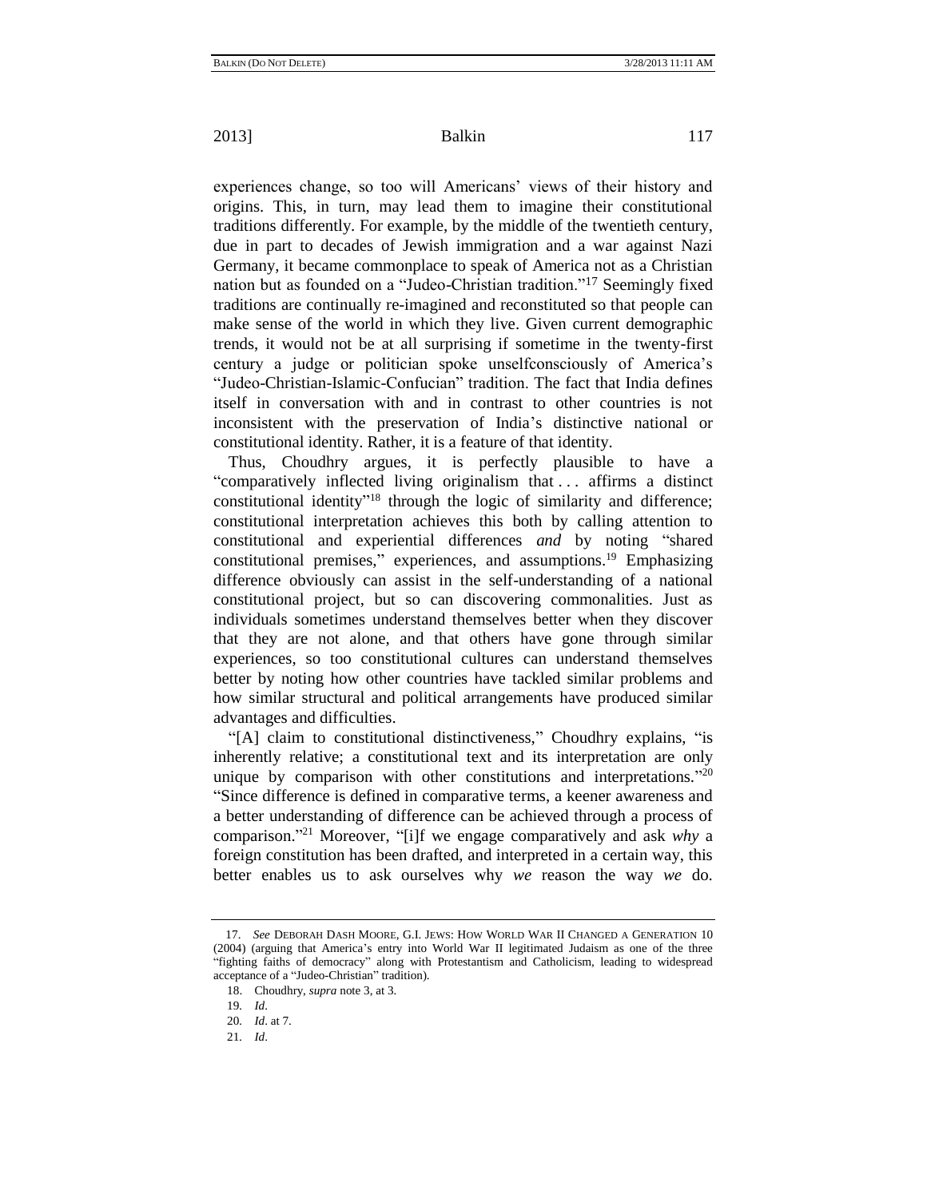experiences change, so too will Americans' views of their history and origins. This, in turn, may lead them to imagine their constitutional traditions differently. For example, by the middle of the twentieth century, due in part to decades of Jewish immigration and a war against Nazi Germany, it became commonplace to speak of America not as a Christian nation but as founded on a "Judeo-Christian tradition."[17] Seemingly fixed traditions are continually re-imagined and reconstituted so that people can make sense of the world in which they live. Given current demographic trends, it would not be at all surprising if sometime in the twenty-first century a judge or politician spoke unselfconsciously of America's "Judeo-Christian-Islamic-Confucian" tradition. The fact that India defines itself in conversation with and in contrast to other countries is not inconsistent with the preservation of India's distinctive national or constitutional identity. Rather, it is a feature of that identity.

Thus, Choudhry argues, it is perfectly plausible to have a "comparatively inflected living originalism that . . . affirms a distinct constitutional identity"[18] through the logic of similarity and difference; constitutional interpretation achieves this both by calling attention to constitutional and experiential differences *and* by noting "shared constitutional premises," experiences, and assumptions.[19] Emphasizing difference obviously can assist in the self-understanding of a national constitutional project, but so can discovering commonalities. Just as individuals sometimes understand themselves better when they discover that they are not alone, and that others have gone through similar experiences, so too constitutional cultures can understand themselves better by noting how other countries have tackled similar problems and how similar structural and political arrangements have produced similar advantages and difficulties.

"[A] claim to constitutional distinctiveness," Choudhry explains, "is inherently relative; a constitutional text and its interpretation are only unique by comparison with other constitutions and interpretations."[20] "Since difference is defined in comparative terms, a keener awareness and a better understanding of difference can be achieved through a process of comparison."[21] Moreover, "[i]f we engage comparatively and ask *why* a foreign constitution has been drafted, and interpreted in a certain way, this better enables us to ask ourselves why *we* reason the way *we* do.

---

17. *See* DEBORAH DASH MOORE, G.I. JEWS: HOW WORLD WAR II CHANGED A GENERATION 10 (2004) (arguing that America's entry into World War II legitimated Judaism as one of the three "fighting faiths of democracy" along with Protestantism and Catholicism, leading to widespread acceptance of a "Judeo-Christian" tradition).

18. Choudhry, *supra* note 3, at 3.

19. *Id*.

20. *Id*. at 7.

21. *Id*.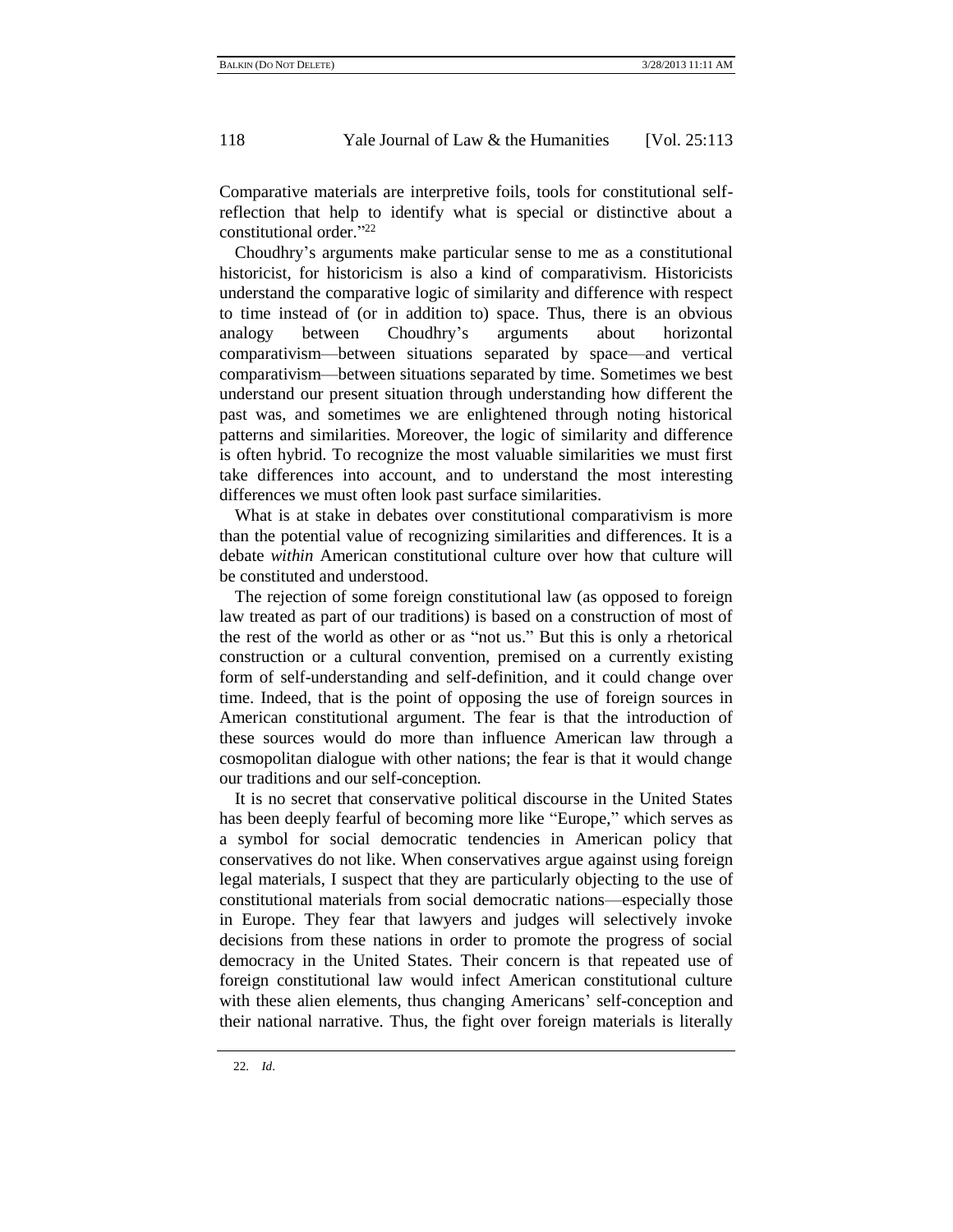Comparative materials are interpretive foils, tools for constitutional self-reflection that help to identify what is special or distinctive about a constitutional order."[22]

Choudhry's arguments make particular sense to me as a constitutional historicist, for historicism is also a kind of comparativism. Historicists understand the comparative logic of similarity and difference with respect to time instead of (or in addition to) space. Thus, there is an obvious analogy between Choudhry's arguments about horizontal comparativism—between situations separated by space—and vertical comparativism—between situations separated by time. Sometimes we best understand our present situation through understanding how different the past was, and sometimes we are enlightened through noting historical patterns and similarities. Moreover, the logic of similarity and difference is often hybrid. To recognize the most valuable similarities we must first take differences into account, and to understand the most interesting differences we must often look past surface similarities.

What is at stake in debates over constitutional comparativism is more than the potential value of recognizing similarities and differences. It is a debate *within* American constitutional culture over how that culture will be constituted and understood.

The rejection of some foreign constitutional law (as opposed to foreign law treated as part of our traditions) is based on a construction of most of the rest of the world as other or as "not us." But this is only a rhetorical construction or a cultural convention, premised on a currently existing form of self-understanding and self-definition, and it could change over time. Indeed, that is the point of opposing the use of foreign sources in American constitutional argument. The fear is that the introduction of these sources would do more than influence American law through a cosmopolitan dialogue with other nations; the fear is that it would change our traditions and our self-conception.

It is no secret that conservative political discourse in the United States has been deeply fearful of becoming more like "Europe," which serves as a symbol for social democratic tendencies in American policy that conservatives do not like. When conservatives argue against using foreign legal materials, I suspect that they are particularly objecting to the use of constitutional materials from social democratic nations—especially those in Europe. They fear that lawyers and judges will selectively invoke decisions from these nations in order to promote the progress of social democracy in the United States. Their concern is that repeated use of foreign constitutional law would infect American constitutional culture with these alien elements, thus changing Americans' self-conception and their national narrative. Thus, the fight over foreign materials is literally

---

22. *Id*.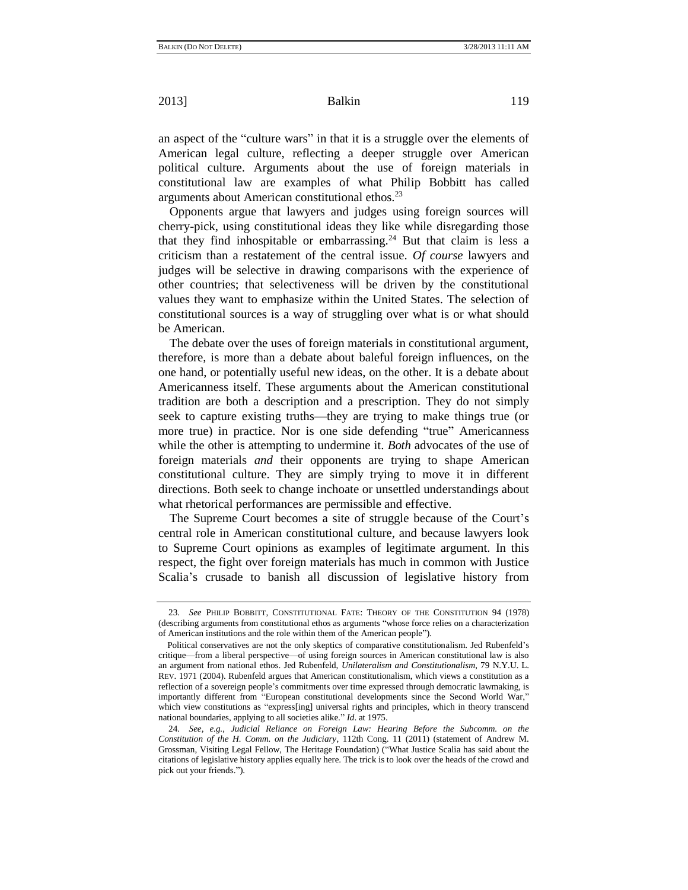an aspect of the "culture wars" in that it is a struggle over the elements of American legal culture, reflecting a deeper struggle over American political culture. Arguments about the use of foreign materials in constitutional law are examples of what Philip Bobbitt has called arguments about American constitutional ethos.[23]

Opponents argue that lawyers and judges using foreign sources will cherry-pick, using constitutional ideas they like while disregarding those that they find inhospitable or embarrassing.[24] But that claim is less a criticism than a restatement of the central issue. *Of course* lawyers and judges will be selective in drawing comparisons with the experience of other countries; that selectiveness will be driven by the constitutional values they want to emphasize within the United States. The selection of constitutional sources is a way of struggling over what is or what should be American.

The debate over the uses of foreign materials in constitutional argument, therefore, is more than a debate about baleful foreign influences, on the one hand, or potentially useful new ideas, on the other. It is a debate about Americanness itself. These arguments about the American constitutional tradition are both a description and a prescription. They do not simply seek to capture existing truths—they are trying to make things true (or more true) in practice. Nor is one side defending "true" Americanness while the other is attempting to undermine it. *Both* advocates of the use of foreign materials *and* their opponents are trying to shape American constitutional culture. They are simply trying to move it in different directions. Both seek to change inchoate or unsettled understandings about what rhetorical performances are permissible and effective.

The Supreme Court becomes a site of struggle because of the Court's central role in American constitutional culture, and because lawyers look to Supreme Court opinions as examples of legitimate argument. In this respect, the fight over foreign materials has much in common with Justice Scalia's crusade to banish all discussion of legislative history from

---

23. *See* PHILIP BOBBITT, CONSTITUTIONAL FATE: THEORY OF THE CONSTITUTION 94 (1978) (describing arguments from constitutional ethos as arguments "whose force relies on a characterization of American institutions and the role within them of the American people").

Political conservatives are not the only skeptics of comparative constitutionalism. Jed Rubenfeld's critique—from a liberal perspective—of using foreign sources in American constitutional law is also an argument from national ethos. Jed Rubenfeld, *Unilateralism and Constitutionalism*, 79 N.Y.U. L. REV. 1971 (2004). Rubenfeld argues that American constitutionalism, which views a constitution as a reflection of a sovereign people's commitments over time expressed through democratic lawmaking, is importantly different from "European constitutional developments since the Second World War," which view constitutions as "express[ing] universal rights and principles, which in theory transcend national boundaries, applying to all societies alike." *Id*. at 1975.

24. *See, e.g.*, *Judicial Reliance on Foreign Law: Hearing Before the Subcomm. on the Constitution of the H. Comm. on the Judiciary*, 112th Cong. 11 (2011) (statement of Andrew M. Grossman, Visiting Legal Fellow, The Heritage Foundation) ("What Justice Scalia has said about the citations of legislative history applies equally here. The trick is to look over the heads of the crowd and pick out your friends.").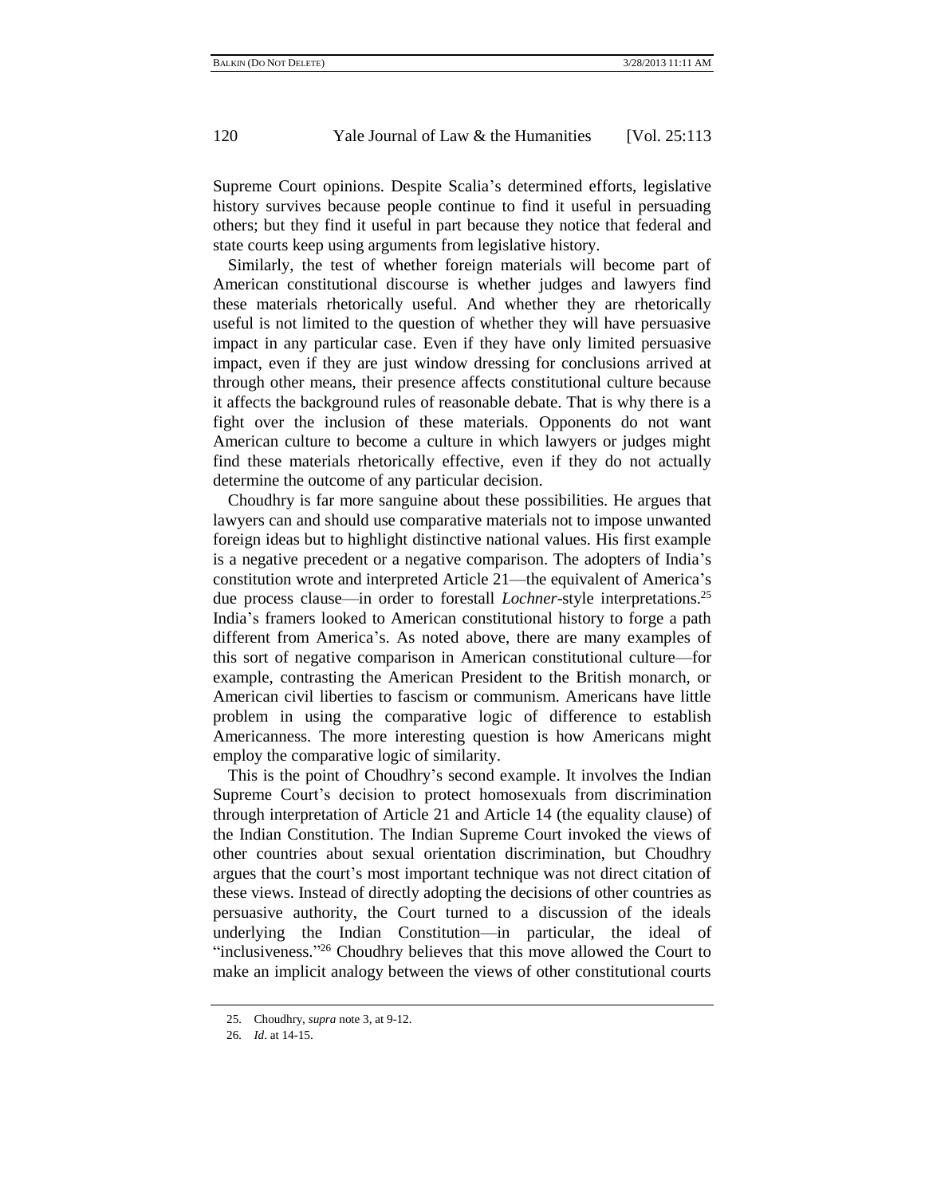Supreme Court opinions. Despite Scalia's determined efforts, legislative history survives because people continue to find it useful in persuading others; but they find it useful in part because they notice that federal and state courts keep using arguments from legislative history.

Similarly, the test of whether foreign materials will become part of American constitutional discourse is whether judges and lawyers find these materials rhetorically useful. And whether they are rhetorically useful is not limited to the question of whether they will have persuasive impact in any particular case. Even if they have only limited persuasive impact, even if they are just window dressing for conclusions arrived at through other means, their presence affects constitutional culture because it affects the background rules of reasonable debate. That is why there is a fight over the inclusion of these materials. Opponents do not want American culture to become a culture in which lawyers or judges might find these materials rhetorically effective, even if they do not actually determine the outcome of any particular decision.

Choudhry is far more sanguine about these possibilities. He argues that lawyers can and should use comparative materials not to impose unwanted foreign ideas but to highlight distinctive national values. His first example is a negative precedent or a negative comparison. The adopters of India's constitution wrote and interpreted Article 21—the equivalent of America's due process clause—in order to forestall *Lochner*-style interpretations.[25] India's framers looked to American constitutional history to forge a path different from America's. As noted above, there are many examples of this sort of negative comparison in American constitutional culture—for example, contrasting the American President to the British monarch, or American civil liberties to fascism or communism. Americans have little problem in using the comparative logic of difference to establish Americanness. The more interesting question is how Americans might employ the comparative logic of similarity.

This is the point of Choudhry's second example. It involves the Indian Supreme Court's decision to protect homosexuals from discrimination through interpretation of Article 21 and Article 14 (the equality clause) of the Indian Constitution. The Indian Supreme Court invoked the views of other countries about sexual orientation discrimination, but Choudhry argues that the court's most important technique was not direct citation of these views. Instead of directly adopting the decisions of other countries as persuasive authority, the Court turned to a discussion of the ideals underlying the Indian Constitution—in particular, the ideal of "inclusiveness."[26] Choudhry believes that this move allowed the Court to make an implicit analogy between the views of other constitutional courts

25. Choudhry, *supra* note 3, at 9-12.

26. *Id*. at 14-15.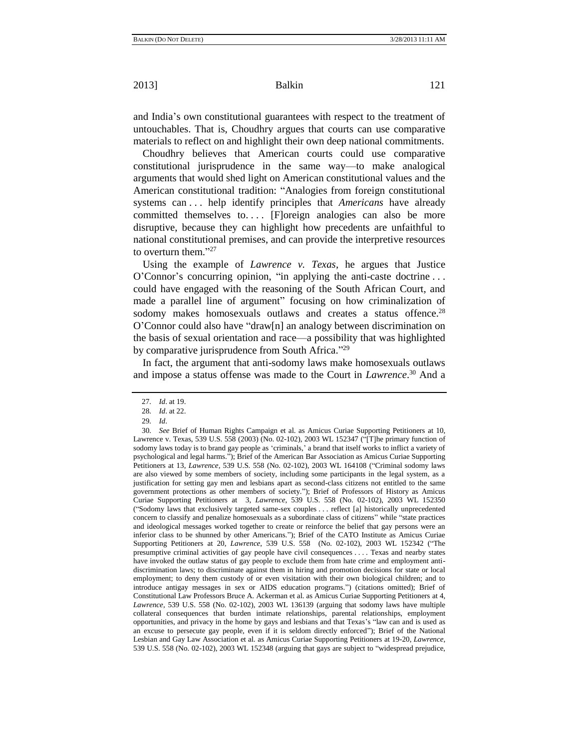and India's own constitutional guarantees with respect to the treatment of untouchables. That is, Choudhry argues that courts can use comparative materials to reflect on and highlight their own deep national commitments.

Choudhry believes that American courts could use comparative constitutional jurisprudence in the same way—to make analogical arguments that would shed light on American constitutional values and the American constitutional tradition: "Analogies from foreign constitutional systems can . . . help identify principles that *Americans* have already committed themselves to. . . . [F]oreign analogies can also be more disruptive, because they can highlight how precedents are unfaithful to national constitutional premises, and can provide the interpretive resources to overturn them."[27]

Using the example of *Lawrence v. Texas*, he argues that Justice O'Connor's concurring opinion, "in applying the anti-caste doctrine . . . could have engaged with the reasoning of the South African Court, and made a parallel line of argument" focusing on how criminalization of sodomy makes homosexuals outlaws and creates a status offence.[28] O'Connor could also have "draw[n] an analogy between discrimination on the basis of sexual orientation and race—a possibility that was highlighted by comparative jurisprudence from South Africa."[29]

In fact, the argument that anti-sodomy laws make homosexuals outlaws and impose a status offense was made to the Court in *Lawrence*.[30] And a

---

27. *Id*. at 19.

28. *Id*. at 22.

29. *Id*.

30. *See* Brief of Human Rights Campaign et al. as Amicus Curiae Supporting Petitioners at 10, Lawrence v. Texas, 539 U.S. 558 (2003) (No. 02-102), 2003 WL 152347 ("[T]he primary function of sodomy laws today is to brand gay people as 'criminals,' a brand that itself works to inflict a variety of psychological and legal harms."); Brief of the American Bar Association as Amicus Curiae Supporting Petitioners at 13, *Lawrence*, 539 U.S. 558 (No. 02-102), 2003 WL 164108 ("Criminal sodomy laws are also viewed by some members of society, including some participants in the legal system, as a justification for setting gay men and lesbians apart as second-class citizens not entitled to the same government protections as other members of society."); Brief of Professors of History as Amicus Curiae Supporting Petitioners at 3, *Lawrence*, 539 U.S. 558 (No. 02-102), 2003 WL 152350 ("Sodomy laws that exclusively targeted same-sex couples . . . reflect [a] historically unprecedented concern to classify and penalize homosexuals as a subordinate class of citizens" while "state practices and ideological messages worked together to create or reinforce the belief that gay persons were an inferior class to be shunned by other Americans."); Brief of the CATO Institute as Amicus Curiae Supporting Petitioners at 20, *Lawrence*, 539 U.S. 558 (No. 02-102), 2003 WL 152342 ("The presumptive criminal activities of gay people have civil consequences . . . . Texas and nearby states have invoked the outlaw status of gay people to exclude them from hate crime and employment anti-discrimination laws; to discriminate against them in hiring and promotion decisions for state or local employment; to deny them custody of or even visitation with their own biological children; and to introduce antigay messages in sex or AIDS education programs.") (citations omitted); Brief of Constitutional Law Professors Bruce A. Ackerman et al. as Amicus Curiae Supporting Petitioners at 4, *Lawrence*, 539 U.S. 558 (No. 02-102), 2003 WL 136139 (arguing that sodomy laws have multiple collateral consequences that burden intimate relationships, parental relationships, employment opportunities, and privacy in the home by gays and lesbians and that Texas's "law can and is used as an excuse to persecute gay people, even if it is seldom directly enforced"); Brief of the National Lesbian and Gay Law Association et al. as Amicus Curiae Supporting Petitioners at 19-20, *Lawrence*, 539 U.S. 558 (No. 02-102), 2003 WL 152348 (arguing that gays are subject to "widespread prejudice,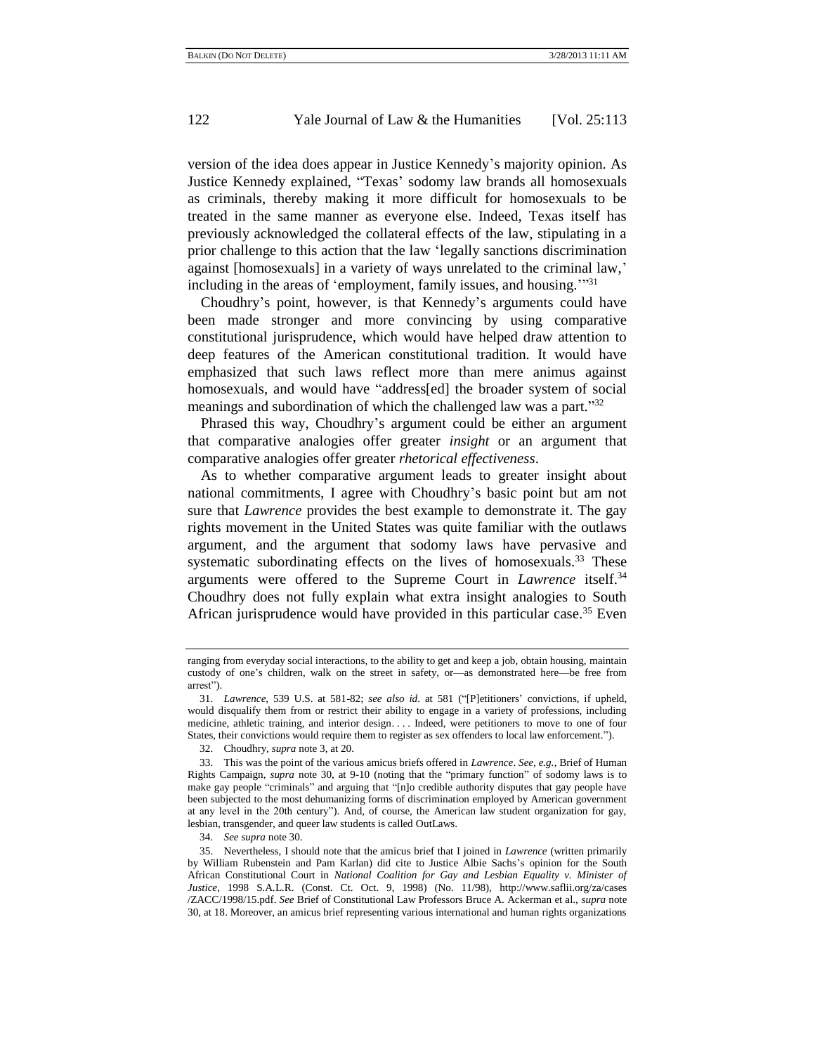version of the idea does appear in Justice Kennedy's majority opinion. As Justice Kennedy explained, "Texas' sodomy law brands all homosexuals as criminals, thereby making it more difficult for homosexuals to be treated in the same manner as everyone else. Indeed, Texas itself has previously acknowledged the collateral effects of the law, stipulating in a prior challenge to this action that the law 'legally sanctions discrimination against [homosexuals] in a variety of ways unrelated to the criminal law,' including in the areas of 'employment, family issues, and housing.'"[31]

Choudhry's point, however, is that Kennedy's arguments could have been made stronger and more convincing by using comparative constitutional jurisprudence, which would have helped draw attention to deep features of the American constitutional tradition. It would have emphasized that such laws reflect more than mere animus against homosexuals, and would have "address[ed] the broader system of social meanings and subordination of which the challenged law was a part."[32]

Phrased this way, Choudhry's argument could be either an argument that comparative analogies offer greater *insight* or an argument that comparative analogies offer greater *rhetorical effectiveness*.

As to whether comparative argument leads to greater insight about national commitments, I agree with Choudhry's basic point but am not sure that *Lawrence* provides the best example to demonstrate it. The gay rights movement in the United States was quite familiar with the outlaws argument, and the argument that sodomy laws have pervasive and systematic subordinating effects on the lives of homosexuals.[33] These arguments were offered to the Supreme Court in *Lawrence* itself.[34] Choudhry does not fully explain what extra insight analogies to South African jurisprudence would have provided in this particular case.[35] Even

---

ranging from everyday social interactions, to the ability to get and keep a job, obtain housing, maintain custody of one's children, walk on the street in safety, or—as demonstrated here—be free from arrest").

31. *Lawrence*, 539 U.S. at 581-82; *see also id*. at 581 ("[P]etitioners' convictions, if upheld, would disqualify them from or restrict their ability to engage in a variety of professions, including medicine, athletic training, and interior design. . . . Indeed, were petitioners to move to one of four States, their convictions would require them to register as sex offenders to local law enforcement.").

32. Choudhry, *supra* note 3, at 20.

33. This was the point of the various amicus briefs offered in *Lawrence*. *See, e.g.*, Brief of Human Rights Campaign, *supra* note 30, at 9-10 (noting that the "primary function" of sodomy laws is to make gay people "criminals" and arguing that "[n]o credible authority disputes that gay people have been subjected to the most dehumanizing forms of discrimination employed by American government at any level in the 20th century"). And, of course, the American law student organization for gay, lesbian, transgender, and queer law students is called OutLaws.

34. *See supra* note 30.

35. Nevertheless, I should note that the amicus brief that I joined in *Lawrence* (written primarily by William Rubenstein and Pam Karlan) did cite to Justice Albie Sachs's opinion for the South African Constitutional Court in *National Coalition for Gay and Lesbian Equality v. Minister of Justice*, 1998 S.A.L.R. (Const. Ct. Oct. 9, 1998) (No. 11/98), http://www.saflii.org/za/cases/ZACC/1998/15.pdf. *See* Brief of Constitutional Law Professors Bruce A. Ackerman et al., *supra* note 30, at 18. Moreover, an amicus brief representing various international and human rights organizations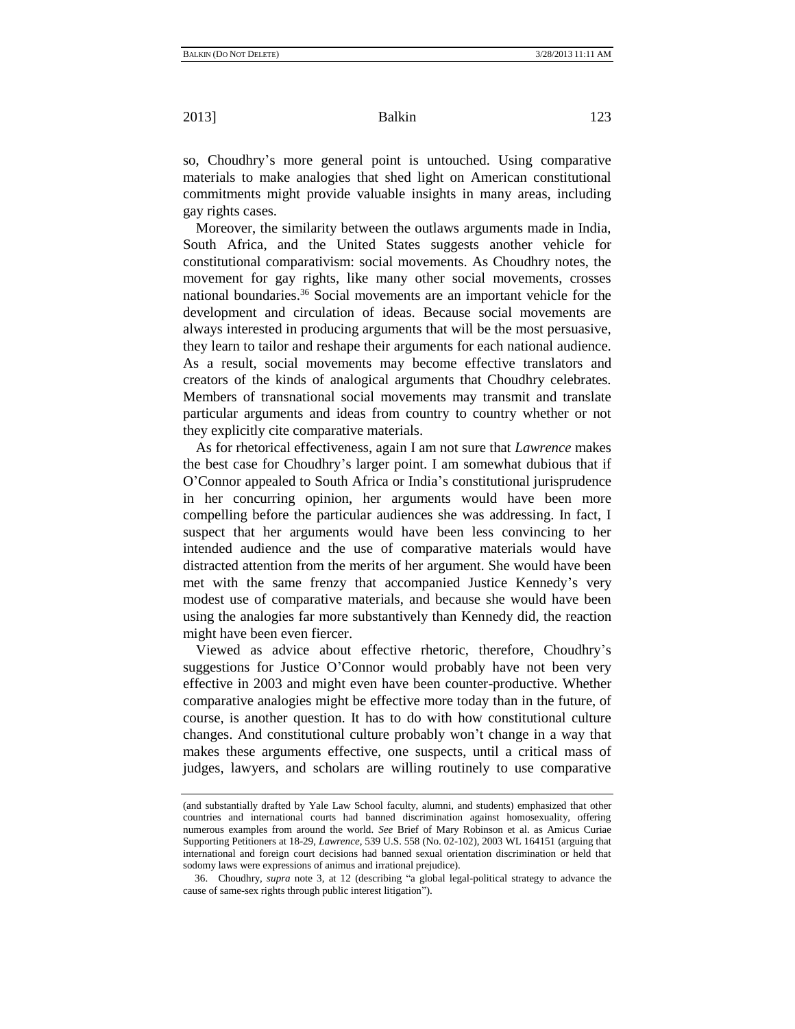so, Choudhry's more general point is untouched. Using comparative materials to make analogies that shed light on American constitutional commitments might provide valuable insights in many areas, including gay rights cases.

Moreover, the similarity between the outlaws arguments made in India, South Africa, and the United States suggests another vehicle for constitutional comparativism: social movements. As Choudhry notes, the movement for gay rights, like many other social movements, crosses national boundaries.[36] Social movements are an important vehicle for the development and circulation of ideas. Because social movements are always interested in producing arguments that will be the most persuasive, they learn to tailor and reshape their arguments for each national audience. As a result, social movements may become effective translators and creators of the kinds of analogical arguments that Choudhry celebrates. Members of transnational social movements may transmit and translate particular arguments and ideas from country to country whether or not they explicitly cite comparative materials.

As for rhetorical effectiveness, again I am not sure that *Lawrence* makes the best case for Choudhry's larger point. I am somewhat dubious that if O'Connor appealed to South Africa or India's constitutional jurisprudence in her concurring opinion, her arguments would have been more compelling before the particular audiences she was addressing. In fact, I suspect that her arguments would have been less convincing to her intended audience and the use of comparative materials would have distracted attention from the merits of her argument. She would have been met with the same frenzy that accompanied Justice Kennedy's very modest use of comparative materials, and because she would have been using the analogies far more substantively than Kennedy did, the reaction might have been even fiercer.

Viewed as advice about effective rhetoric, therefore, Choudhry's suggestions for Justice O'Connor would probably have not been very effective in 2003 and might even have been counter-productive. Whether comparative analogies might be effective more today than in the future, of course, is another question. It has to do with how constitutional culture changes. And constitutional culture probably won't change in a way that makes these arguments effective, one suspects, until a critical mass of judges, lawyers, and scholars are willing routinely to use comparative

---

(and substantially drafted by Yale Law School faculty, alumni, and students) emphasized that other countries and international courts had banned discrimination against homosexuality, offering numerous examples from around the world. *See* Brief of Mary Robinson et al. as Amicus Curiae Supporting Petitioners at 18-29, *Lawrence*, 539 U.S. 558 (No. 02-102), 2003 WL 164151 (arguing that international and foreign court decisions had banned sexual orientation discrimination or held that sodomy laws were expressions of animus and irrational prejudice).

36. Choudhry, *supra* note 3, at 12 (describing "a global legal-political strategy to advance the cause of same-sex rights through public interest litigation").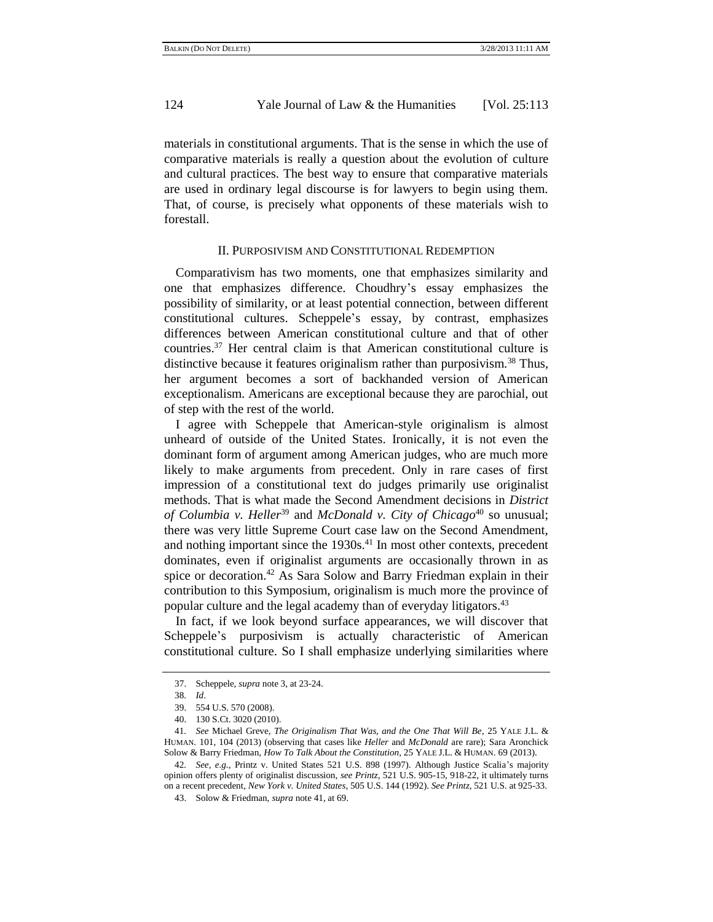materials in constitutional arguments. That is the sense in which the use of comparative materials is really a question about the evolution of culture and cultural practices. The best way to ensure that comparative materials are used in ordinary legal discourse is for lawyers to begin using them. That, of course, is precisely what opponents of these materials wish to forestall.

## II. Purposivism and Constitutional Redemption

Comparativism has two moments, one that emphasizes similarity and one that emphasizes difference. Choudhry's essay emphasizes the possibility of similarity, or at least potential connection, between different constitutional cultures. Scheppele's essay, by contrast, emphasizes differences between American constitutional culture and that of other countries.[37] Her central claim is that American constitutional culture is distinctive because it features originalism rather than purposivism.[38] Thus, her argument becomes a sort of backhanded version of American exceptionalism. Americans are exceptional because they are parochial, out of step with the rest of the world.

I agree with Scheppele that American-style originalism is almost unheard of outside of the United States. Ironically, it is not even the dominant form of argument among American judges, who are much more likely to make arguments from precedent. Only in rare cases of first impression of a constitutional text do judges primarily use originalist methods. That is what made the Second Amendment decisions in *District of Columbia v. Heller*[39] and *McDonald v. City of Chicago*[40] so unusual; there was very little Supreme Court case law on the Second Amendment, and nothing important since the 1930s.[41] In most other contexts, precedent dominates, even if originalist arguments are occasionally thrown in as spice or decoration.[42] As Sara Solow and Barry Friedman explain in their contribution to this Symposium, originalism is much more the province of popular culture and the legal academy than of everyday litigators.[43]

In fact, if we look beyond surface appearances, we will discover that Scheppele's purposivism is actually characteristic of American constitutional culture. So I shall emphasize underlying similarities where

37. Scheppele, *supra* note 3, at 23-24.

38. *Id*.

39. 554 U.S. 570 (2008).

40. 130 S.Ct. 3020 (2010).

41. *See* Michael Greve, *The Originalism That Was, and the One That Will Be*, 25 Yale J.L. & Human. 101, 104 (2013) (observing that cases like *Heller* and *McDonald* are rare); Sara Aronchick Solow & Barry Friedman, *How To Talk About the Constitution*, 25 Yale J.L. & Human. 69 (2013).

42. *See, e.g.*, Printz v. United States 521 U.S. 898 (1997). Although Justice Scalia's majority opinion offers plenty of originalist discussion, *see Printz*, 521 U.S. 905-15, 918-22, it ultimately turns on a recent precedent, *New York v. United States*, 505 U.S. 144 (1992). *See Printz*, 521 U.S. at 925-33.

43. Solow & Friedman, *supra* note 41, at 69.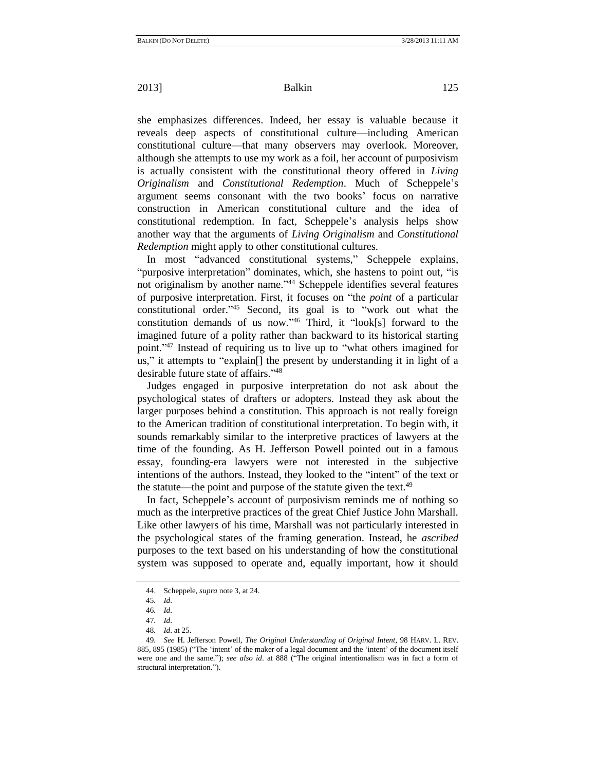she emphasizes differences. Indeed, her essay is valuable because it reveals deep aspects of constitutional culture—including American constitutional culture—that many observers may overlook. Moreover, although she attempts to use my work as a foil, her account of purposivism is actually consistent with the constitutional theory offered in *Living Originalism* and *Constitutional Redemption*. Much of Scheppele's argument seems consonant with the two books' focus on narrative construction in American constitutional culture and the idea of constitutional redemption. In fact, Scheppele's analysis helps show another way that the arguments of *Living Originalism* and *Constitutional Redemption* might apply to other constitutional cultures.

In most "advanced constitutional systems," Scheppele explains, "purposive interpretation" dominates, which, she hastens to point out, "is not originalism by another name."[44] Scheppele identifies several features of purposive interpretation. First, it focuses on "the *point* of a particular constitutional order."[45] Second, its goal is to "work out what the constitution demands of us now."[46] Third, it "look[s] forward to the imagined future of a polity rather than backward to its historical starting point."[47] Instead of requiring us to live up to "what others imagined for us," it attempts to "explain[] the present by understanding it in light of a desirable future state of affairs."[48]

Judges engaged in purposive interpretation do not ask about the psychological states of drafters or adopters. Instead they ask about the larger purposes behind a constitution. This approach is not really foreign to the American tradition of constitutional interpretation. To begin with, it sounds remarkably similar to the interpretive practices of lawyers at the time of the founding. As H. Jefferson Powell pointed out in a famous essay, founding-era lawyers were not interested in the subjective intentions of the authors. Instead, they looked to the "intent" of the text or the statute—the point and purpose of the statute given the text.[49]

In fact, Scheppele's account of purposivism reminds me of nothing so much as the interpretive practices of the great Chief Justice John Marshall. Like other lawyers of his time, Marshall was not particularly interested in the psychological states of the framing generation. Instead, he *ascribed* purposes to the text based on his understanding of how the constitutional system was supposed to operate and, equally important, how it should

---

44. Scheppele, *supra* note 3, at 24.

45. *Id*.

46. *Id*.

47. *Id*.

48. *Id*. at 25.

49. *See* H. Jefferson Powell, *The Original Understanding of Original Intent*, 98 HARV. L. REV. 885, 895 (1985) ("The 'intent' of the maker of a legal document and the 'intent' of the document itself were one and the same."); *see also id*. at 888 ("The original intentionalism was in fact a form of structural interpretation.").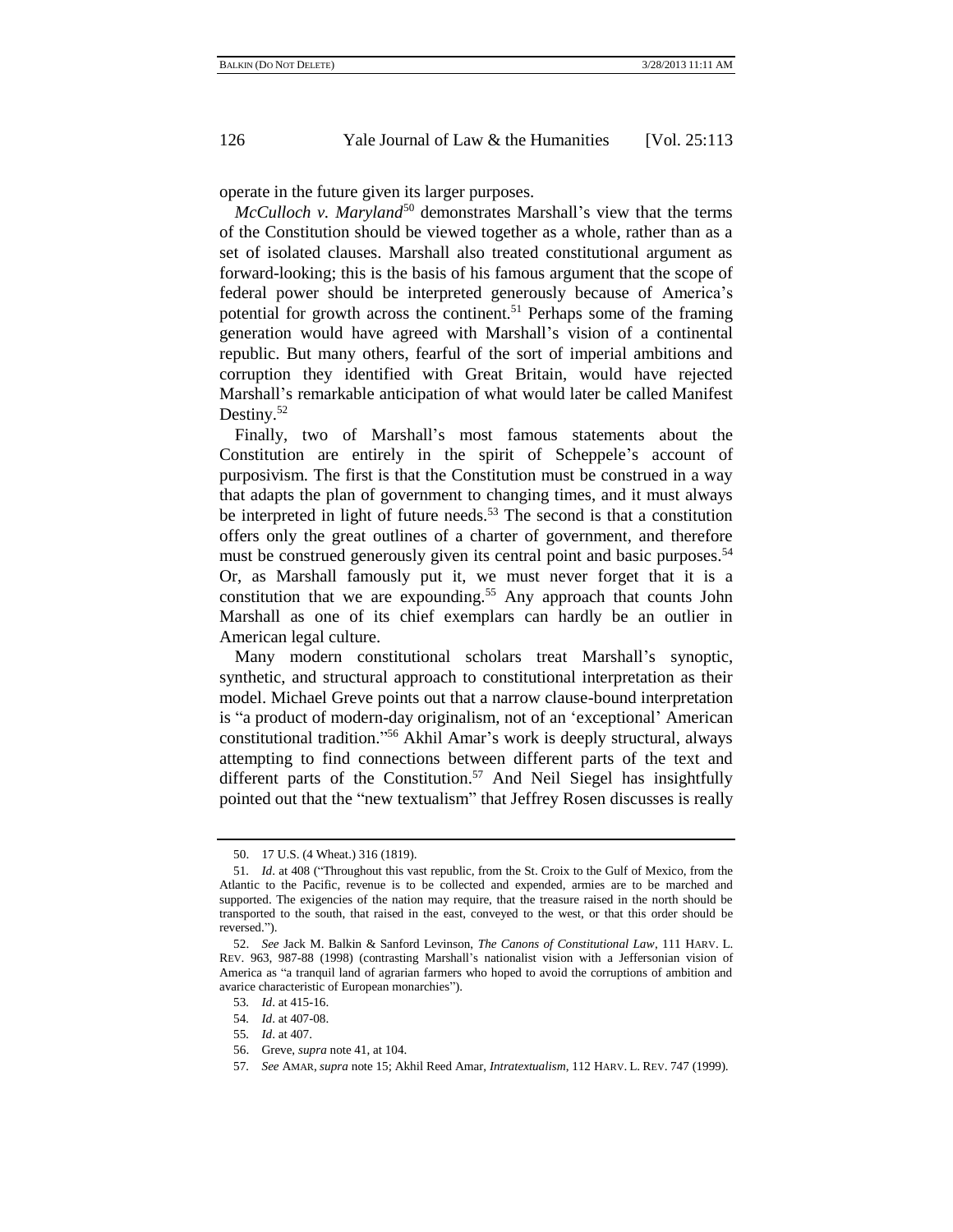operate in the future given its larger purposes.

*McCulloch v. Maryland*[50] demonstrates Marshall's view that the terms of the Constitution should be viewed together as a whole, rather than as a set of isolated clauses. Marshall also treated constitutional argument as forward-looking; this is the basis of his famous argument that the scope of federal power should be interpreted generously because of America's potential for growth across the continent.[51] Perhaps some of the framing generation would have agreed with Marshall's vision of a continental republic. But many others, fearful of the sort of imperial ambitions and corruption they identified with Great Britain, would have rejected Marshall's remarkable anticipation of what would later be called Manifest Destiny.[52]

Finally, two of Marshall's most famous statements about the Constitution are entirely in the spirit of Scheppele's account of purposivism. The first is that the Constitution must be construed in a way that adapts the plan of government to changing times, and it must always be interpreted in light of future needs.[53] The second is that a constitution offers only the great outlines of a charter of government, and therefore must be construed generously given its central point and basic purposes.[54] Or, as Marshall famously put it, we must never forget that it is a constitution that we are expounding.[55] Any approach that counts John Marshall as one of its chief exemplars can hardly be an outlier in American legal culture.

Many modern constitutional scholars treat Marshall's synoptic, synthetic, and structural approach to constitutional interpretation as their model. Michael Greve points out that a narrow clause-bound interpretation is "a product of modern-day originalism, not of an 'exceptional' American constitutional tradition."[56] Akhil Amar's work is deeply structural, always attempting to find connections between different parts of the text and different parts of the Constitution.[57] And Neil Siegel has insightfully pointed out that the "new textualism" that Jeffrey Rosen discusses is really

---

50. 17 U.S. (4 Wheat.) 316 (1819).

51. *Id*. at 408 ("Throughout this vast republic, from the St. Croix to the Gulf of Mexico, from the Atlantic to the Pacific, revenue is to be collected and expended, armies are to be marched and supported. The exigencies of the nation may require, that the treasure raised in the north should be transported to the south, that raised in the east, conveyed to the west, or that this order should be reversed.").

52. *See* Jack M. Balkin & Sanford Levinson, *The Canons of Constitutional Law*, 111 HARV. L. REV. 963, 987-88 (1998) (contrasting Marshall's nationalist vision with a Jeffersonian vision of America as "a tranquil land of agrarian farmers who hoped to avoid the corruptions of ambition and avarice characteristic of European monarchies").

53. *Id*. at 415-16.

54. *Id*. at 407-08.

55. *Id*. at 407.

56. Greve, *supra* note 41, at 104.

57. *See* AMAR, *supra* note 15; Akhil Reed Amar, *Intratextualism*, 112 HARV. L. REV. 747 (1999).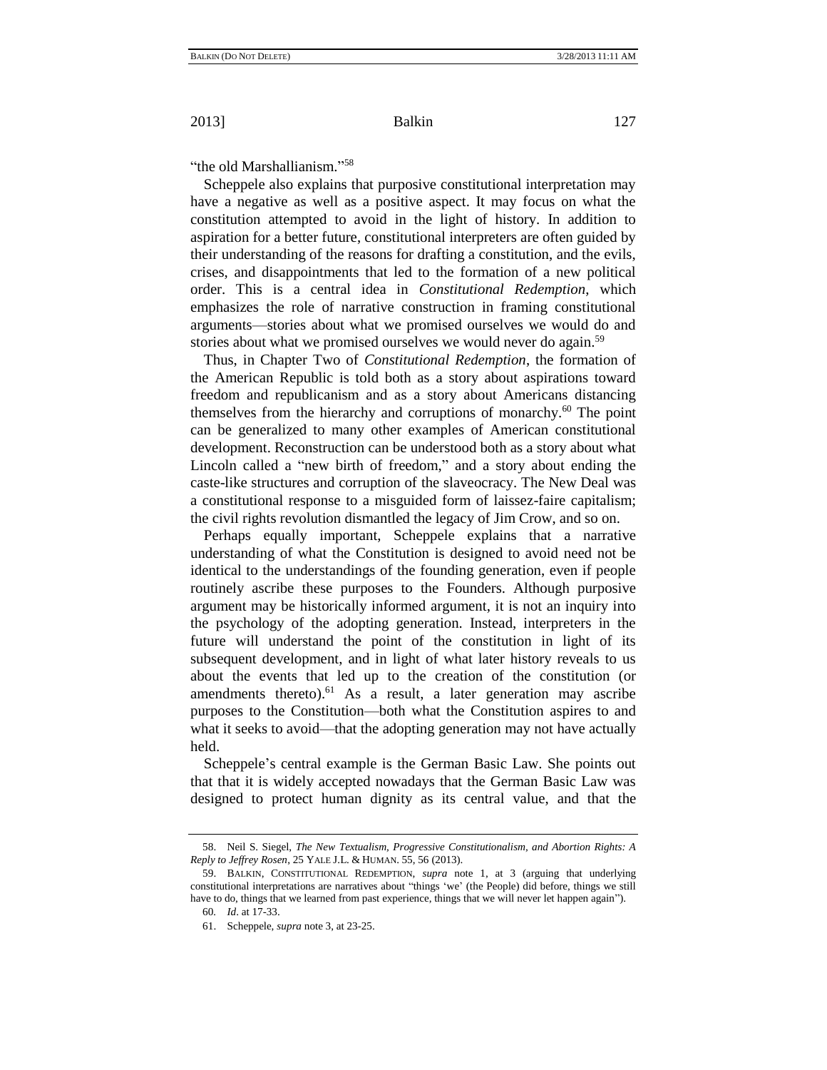"the old Marshallianism."[58]

Scheppele also explains that purposive constitutional interpretation may have a negative as well as a positive aspect. It may focus on what the constitution attempted to avoid in the light of history. In addition to aspiration for a better future, constitutional interpreters are often guided by their understanding of the reasons for drafting a constitution, and the evils, crises, and disappointments that led to the formation of a new political order. This is a central idea in *Constitutional Redemption*, which emphasizes the role of narrative construction in framing constitutional arguments—stories about what we promised ourselves we would do and stories about what we promised ourselves we would never do again.[59]

Thus, in Chapter Two of *Constitutional Redemption*, the formation of the American Republic is told both as a story about aspirations toward freedom and republicanism and as a story about Americans distancing themselves from the hierarchy and corruptions of monarchy.[60] The point can be generalized to many other examples of American constitutional development. Reconstruction can be understood both as a story about what Lincoln called a "new birth of freedom," and a story about ending the caste-like structures and corruption of the slaveocracy. The New Deal was a constitutional response to a misguided form of laissez-faire capitalism; the civil rights revolution dismantled the legacy of Jim Crow, and so on.

Perhaps equally important, Scheppele explains that a narrative understanding of what the Constitution is designed to avoid need not be identical to the understandings of the founding generation, even if people routinely ascribe these purposes to the Founders. Although purposive argument may be historically informed argument, it is not an inquiry into the psychology of the adopting generation. Instead, interpreters in the future will understand the point of the constitution in light of its subsequent development, and in light of what later history reveals to us about the events that led up to the creation of the constitution (or amendments thereto).[61] As a result, a later generation may ascribe purposes to the Constitution—both what the Constitution aspires to and what it seeks to avoid—that the adopting generation may not have actually held.

Scheppele's central example is the German Basic Law. She points out that that it is widely accepted nowadays that the German Basic Law was designed to protect human dignity as its central value, and that the

---

58. Neil S. Siegel, *The New Textualism, Progressive Constitutionalism, and Abortion Rights: A Reply to Jeffrey Rosen*, 25 YALE J.L. & HUMAN. 55, 56 (2013).

59. BALKIN, CONSTITUTIONAL REDEMPTION, *supra* note 1, at 3 (arguing that underlying constitutional interpretations are narratives about "things 'we' (the People) did before, things we still have to do, things that we learned from past experience, things that we will never let happen again").

60. *Id*. at 17-33.

61. Scheppele, *supra* note 3, at 23-25.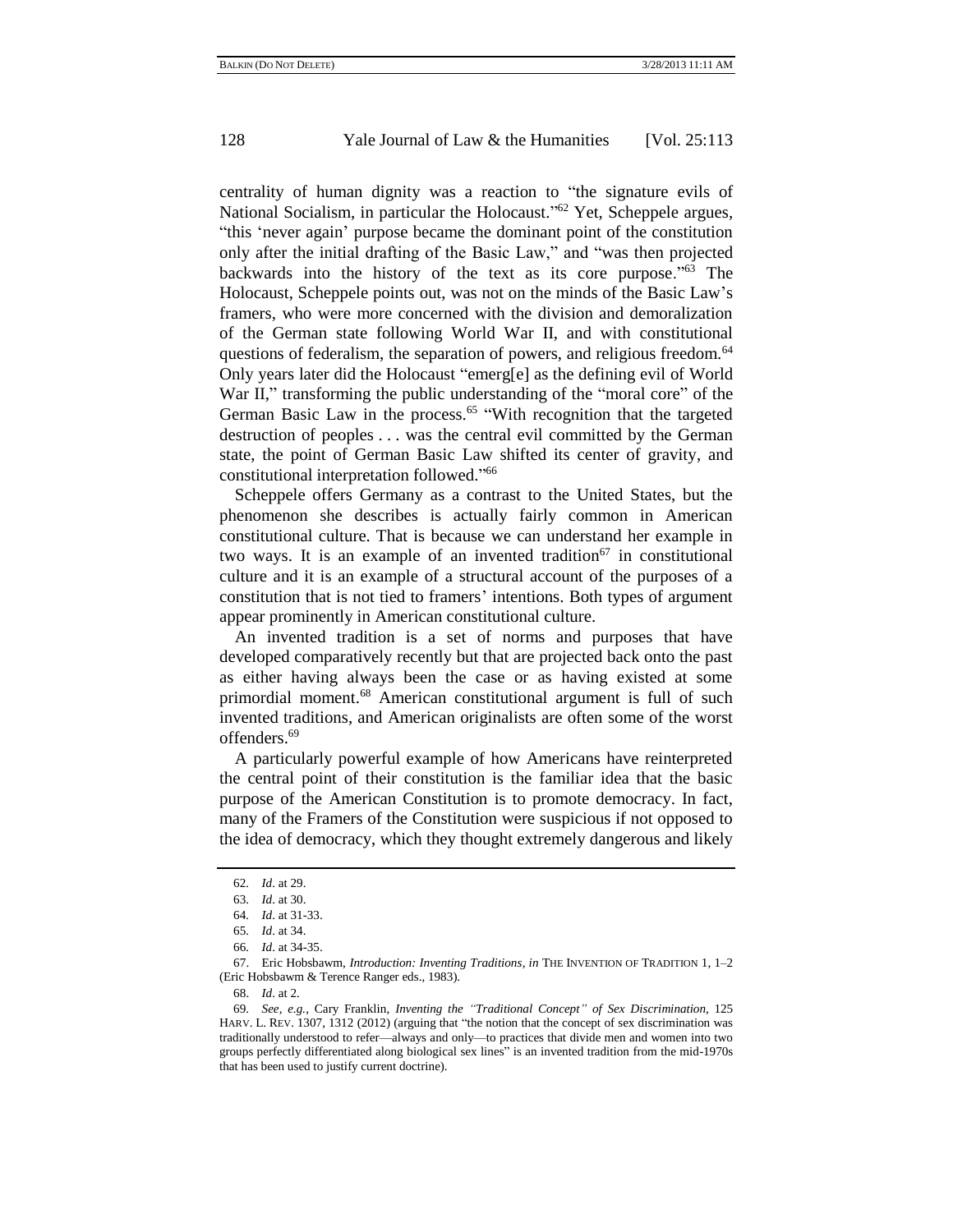centrality of human dignity was a reaction to "the signature evils of National Socialism, in particular the Holocaust."[62] Yet, Scheppele argues, "this 'never again' purpose became the dominant point of the constitution only after the initial drafting of the Basic Law," and "was then projected backwards into the history of the text as its core purpose."[63] The Holocaust, Scheppele points out, was not on the minds of the Basic Law's framers, who were more concerned with the division and demoralization of the German state following World War II, and with constitutional questions of federalism, the separation of powers, and religious freedom.[64] Only years later did the Holocaust "emerg[e] as the defining evil of World War II," transforming the public understanding of the "moral core" of the German Basic Law in the process.[65] "With recognition that the targeted destruction of peoples . . . was the central evil committed by the German state, the point of German Basic Law shifted its center of gravity, and constitutional interpretation followed."[66]

Scheppele offers Germany as a contrast to the United States, but the phenomenon she describes is actually fairly common in American constitutional culture. That is because we can understand her example in two ways. It is an example of an invented tradition[67] in constitutional culture and it is an example of a structural account of the purposes of a constitution that is not tied to framers' intentions. Both types of argument appear prominently in American constitutional culture.

An invented tradition is a set of norms and purposes that have developed comparatively recently but that are projected back onto the past as either having always been the case or as having existed at some primordial moment.[68] American constitutional argument is full of such invented traditions, and American originalists are often some of the worst offenders.[69]

A particularly powerful example of how Americans have reinterpreted the central point of their constitution is the familiar idea that the basic purpose of the American Constitution is to promote democracy. In fact, many of the Framers of the Constitution were suspicious if not opposed to the idea of democracy, which they thought extremely dangerous and likely

---

62. *Id*. at 29.

63. *Id*. at 30.

64. *Id*. at 31-33.

65. *Id*. at 34.

66. *Id*. at 34-35.

67. Eric Hobsbawm, *Introduction: Inventing Traditions*, *in* THE INVENTION OF TRADITION 1, 1–2 (Eric Hobsbawm & Terence Ranger eds., 1983).

68. *Id*. at 2.

69. *See, e.g.*, Cary Franklin, *Inventing the "Traditional Concept" of Sex Discrimination*, 125 HARV. L. REV. 1307, 1312 (2012) (arguing that "the notion that the concept of sex discrimination was traditionally understood to refer—always and only—to practices that divide men and women into two groups perfectly differentiated along biological sex lines" is an invented tradition from the mid-1970s that has been used to justify current doctrine).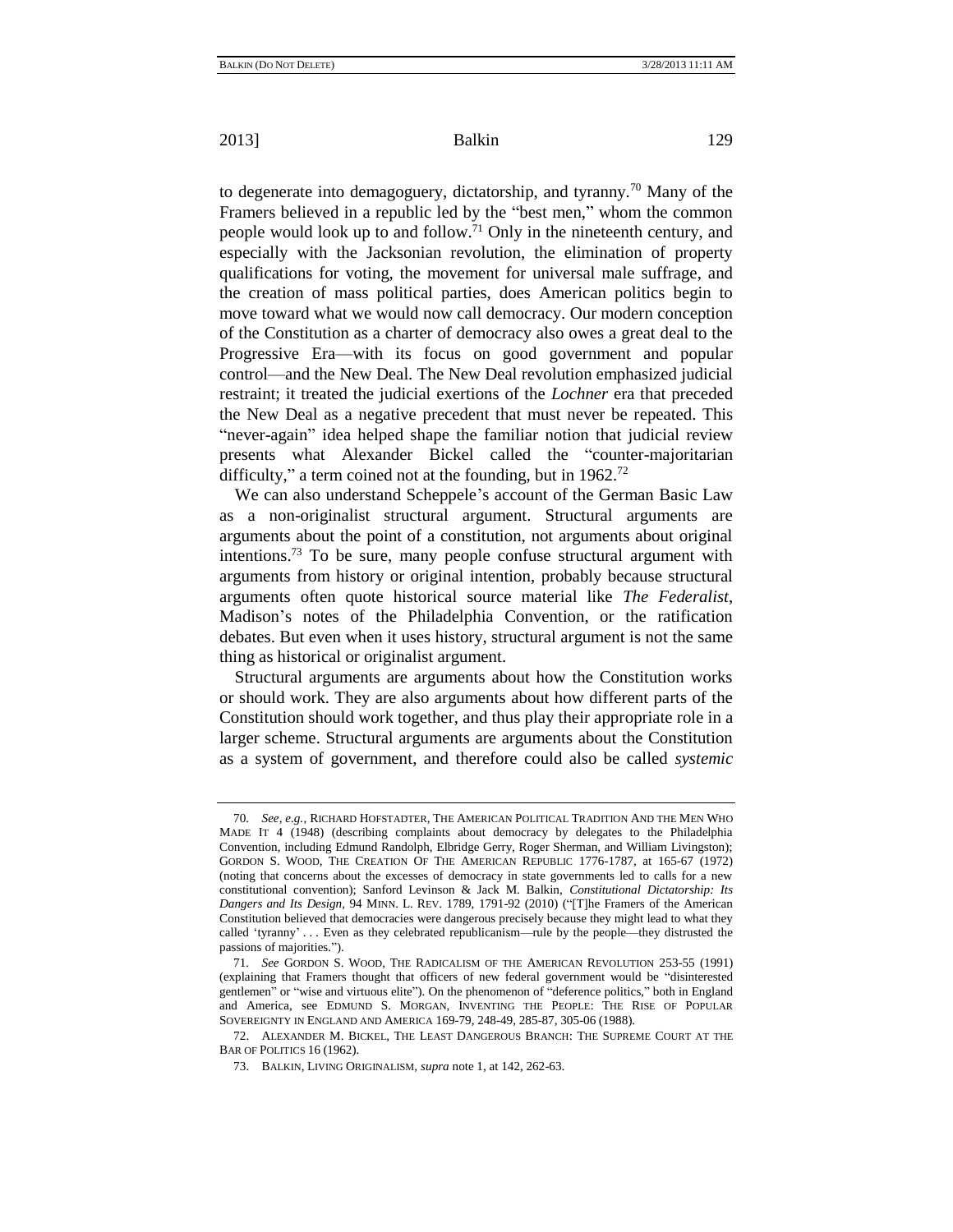to degenerate into demagoguery, dictatorship, and tyranny.[70] Many of the Framers believed in a republic led by the "best men," whom the common people would look up to and follow.[71] Only in the nineteenth century, and especially with the Jacksonian revolution, the elimination of property qualifications for voting, the movement for universal male suffrage, and the creation of mass political parties, does American politics begin to move toward what we would now call democracy. Our modern conception of the Constitution as a charter of democracy also owes a great deal to the Progressive Era—with its focus on good government and popular control—and the New Deal. The New Deal revolution emphasized judicial restraint; it treated the judicial exertions of the *Lochner* era that preceded the New Deal as a negative precedent that must never be repeated. This "never-again" idea helped shape the familiar notion that judicial review presents what Alexander Bickel called the "counter-majoritarian difficulty," a term coined not at the founding, but in 1962.[72]

We can also understand Scheppele's account of the German Basic Law as a non-originalist structural argument. Structural arguments are arguments about the point of a constitution, not arguments about original intentions.[73] To be sure, many people confuse structural argument with arguments from history or original intention, probably because structural arguments often quote historical source material like *The Federalist*, Madison's notes of the Philadelphia Convention, or the ratification debates. But even when it uses history, structural argument is not the same thing as historical or originalist argument.

Structural arguments are arguments about how the Constitution works or should work. They are also arguments about how different parts of the Constitution should work together, and thus play their appropriate role in a larger scheme. Structural arguments are arguments about the Constitution as a system of government, and therefore could also be called *systemic*

---

70. *See, e.g.*, RICHARD HOFSTADTER, THE AMERICAN POLITICAL TRADITION AND THE MEN WHO MADE IT 4 (1948) (describing complaints about democracy by delegates to the Philadelphia Convention, including Edmund Randolph, Elbridge Gerry, Roger Sherman, and William Livingston); GORDON S. WOOD, THE CREATION OF THE AMERICAN REPUBLIC 1776-1787, at 165-67 (1972) (noting that concerns about the excesses of democracy in state governments led to calls for a new constitutional convention); Sanford Levinson & Jack M. Balkin, *Constitutional Dictatorship: Its Dangers and Its Design*, 94 MINN. L. REV. 1789, 1791-92 (2010) ("[T]he Framers of the American Constitution believed that democracies were dangerous precisely because they might lead to what they called 'tyranny' . . . Even as they celebrated republicanism—rule by the people—they distrusted the passions of majorities.").

71. *See* GORDON S. WOOD, THE RADICALISM OF THE AMERICAN REVOLUTION 253-55 (1991) (explaining that Framers thought that officers of new federal government would be "disinterested gentlemen" or "wise and virtuous elite"). On the phenomenon of "deference politics," both in England and America, see EDMUND S. MORGAN, INVENTING THE PEOPLE: THE RISE OF POPULAR SOVEREIGNTY IN ENGLAND AND AMERICA 169-79, 248-49, 285-87, 305-06 (1988).

72. ALEXANDER M. BICKEL, THE LEAST DANGEROUS BRANCH: THE SUPREME COURT AT THE BAR OF POLITICS 16 (1962).

73. BALKIN, LIVING ORIGINALISM, *supra* note 1, at 142, 262-63.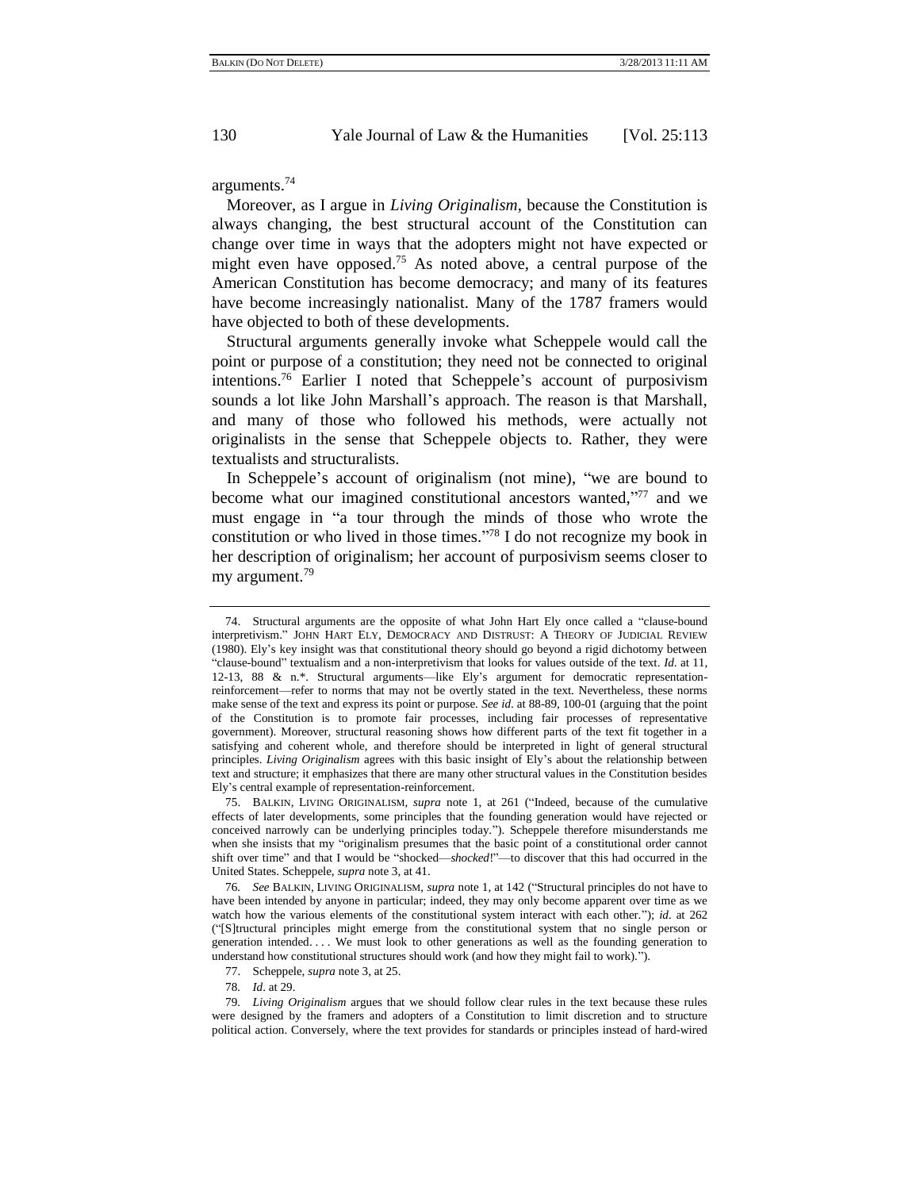arguments.[74]

Moreover, as I argue in *Living Originalism*, because the Constitution is always changing, the best structural account of the Constitution can change over time in ways that the adopters might not have expected or might even have opposed.[75] As noted above, a central purpose of the American Constitution has become democracy; and many of its features have become increasingly nationalist. Many of the 1787 framers would have objected to both of these developments.

Structural arguments generally invoke what Scheppele would call the point or purpose of a constitution; they need not be connected to original intentions.[76] Earlier I noted that Scheppele's account of purposivism sounds a lot like John Marshall's approach. The reason is that Marshall, and many of those who followed his methods, were actually not originalists in the sense that Scheppele objects to. Rather, they were textualists and structuralists.

In Scheppele's account of originalism (not mine), "we are bound to become what our imagined constitutional ancestors wanted,"[77] and we must engage in "a tour through the minds of those who wrote the constitution or who lived in those times."[78] I do not recognize my book in her description of originalism; her account of purposivism seems closer to my argument.[79]

---

74. Structural arguments are the opposite of what John Hart Ely once called a "clause-bound interpretivism." JOHN HART ELY, DEMOCRACY AND DISTRUST: A THEORY OF JUDICIAL REVIEW (1980). Ely's key insight was that constitutional theory should go beyond a rigid dichotomy between "clause-bound" textualism and a non-interpretivism that looks for values outside of the text. *Id*. at 11, 12-13, 88 & n.*. Structural arguments—like Ely's argument for democratic representation-reinforcement—refer to norms that may not be overtly stated in the text. Nevertheless, these norms make sense of the text and express its point or purpose. *See id*. at 88-89, 100-01 (arguing that the point of the Constitution is to promote fair processes, including fair processes of representative government). Moreover, structural reasoning shows how different parts of the text fit together in a satisfying and coherent whole, and therefore should be interpreted in light of general structural principles. *Living Originalism* agrees with this basic insight of Ely's about the relationship between text and structure; it emphasizes that there are many other structural values in the Constitution besides Ely's central example of representation-reinforcement.

75. BALKIN, LIVING ORIGINALISM, *supra* note 1, at 261 ("Indeed, because of the cumulative effects of later developments, some principles that the founding generation would have rejected or conceived narrowly can be underlying principles today."). Scheppele therefore misunderstands me when she insists that my "originalism presumes that the basic point of a constitutional order cannot shift over time" and that I would be "shocked—*shocked*!"—to discover that this had occurred in the United States. Scheppele, *supra* note 3, at 41.

76. *See* BALKIN, LIVING ORIGINALISM, *supra* note 1, at 142 ("Structural principles do not have to have been intended by anyone in particular; indeed, they may only become apparent over time as we watch how the various elements of the constitutional system interact with each other."); *id*. at 262 ("[S]tructural principles might emerge from the constitutional system that no single person or generation intended. . . . We must look to other generations as well as the founding generation to understand how constitutional structures should work (and how they might fail to work).").

77. Scheppele, *supra* note 3, at 25.

78. *Id*. at 29.

79. *Living Originalism* argues that we should follow clear rules in the text because these rules were designed by the framers and adopters of a Constitution to limit discretion and to structure political action. Conversely, where the text provides for standards or principles instead of hard-wired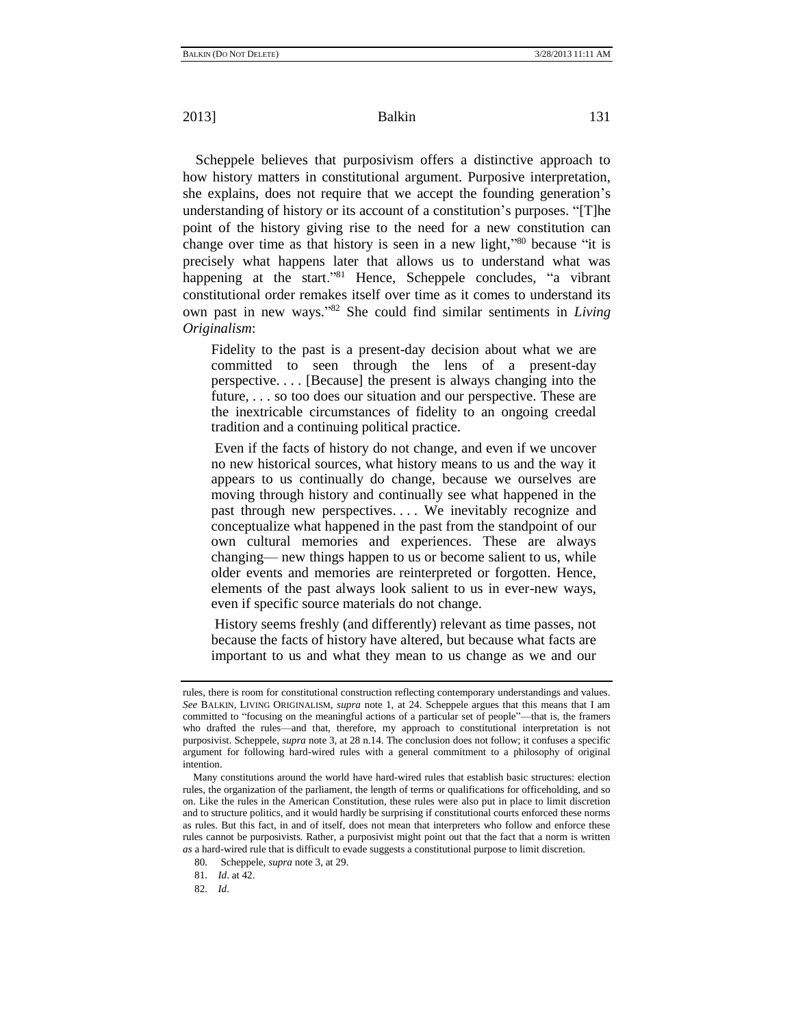Scheppele believes that purposivism offers a distinctive approach to how history matters in constitutional argument. Purposive interpretation, she explains, does not require that we accept the founding generation's understanding of history or its account of a constitution's purposes. "[T]he point of the history giving rise to the need for a new constitution can change over time as that history is seen in a new light,"[80] because "it is precisely what happens later that allows us to understand what was happening at the start."[81] Hence, Scheppele concludes, "a vibrant constitutional order remakes itself over time as it comes to understand its own past in new ways."[82] She could find similar sentiments in *Living Originalism*:

> Fidelity to the past is a present-day decision about what we are committed to seen through the lens of a present-day perspective. . . . [Because] the present is always changing into the future, . . . so too does our situation and our perspective. These are the inextricable circumstances of fidelity to an ongoing creedal tradition and a continuing political practice.
>
> Even if the facts of history do not change, and even if we uncover no new historical sources, what history means to us and the way it appears to us continually do change, because we ourselves are moving through history and continually see what happened in the past through new perspectives. . . . We inevitably recognize and conceptualize what happened in the past from the standpoint of our own cultural memories and experiences. These are always changing— new things happen to us or become salient to us, while older events and memories are reinterpreted or forgotten. Hence, elements of the past always look salient to us in ever-new ways, even if specific source materials do not change.
>
> History seems freshly (and differently) relevant as time passes, not because the facts of history have altered, but because what facts are important to us and what they mean to us change as we and our

---

rules, there is room for constitutional construction reflecting contemporary understandings and values. *See* BALKIN, LIVING ORIGINALISM, *supra* note 1, at 24. Scheppele argues that this means that I am committed to "focusing on the meaningful actions of a particular set of people"—that is, the framers who drafted the rules—and that, therefore, my approach to constitutional interpretation is not purposivist. Scheppele, *supra* note 3, at 28 n.14. The conclusion does not follow; it confuses a specific argument for following hard-wired rules with a general commitment to a philosophy of original intention.

Many constitutions around the world have hard-wired rules that establish basic structures: election rules, the organization of the parliament, the length of terms or qualifications for officeholding, and so on. Like the rules in the American Constitution, these rules were also put in place to limit discretion and to structure politics, and it would hardly be surprising if constitutional courts enforced these norms as rules. But this fact, in and of itself, does not mean that interpreters who follow and enforce these rules cannot be purposivists. Rather, a purposivist might point out that the fact that a norm is written *as* a hard-wired rule that is difficult to evade suggests a constitutional purpose to limit discretion.

80. Scheppele, *supra* note 3, at 29.

81. *Id*. at 42.

82. *Id*.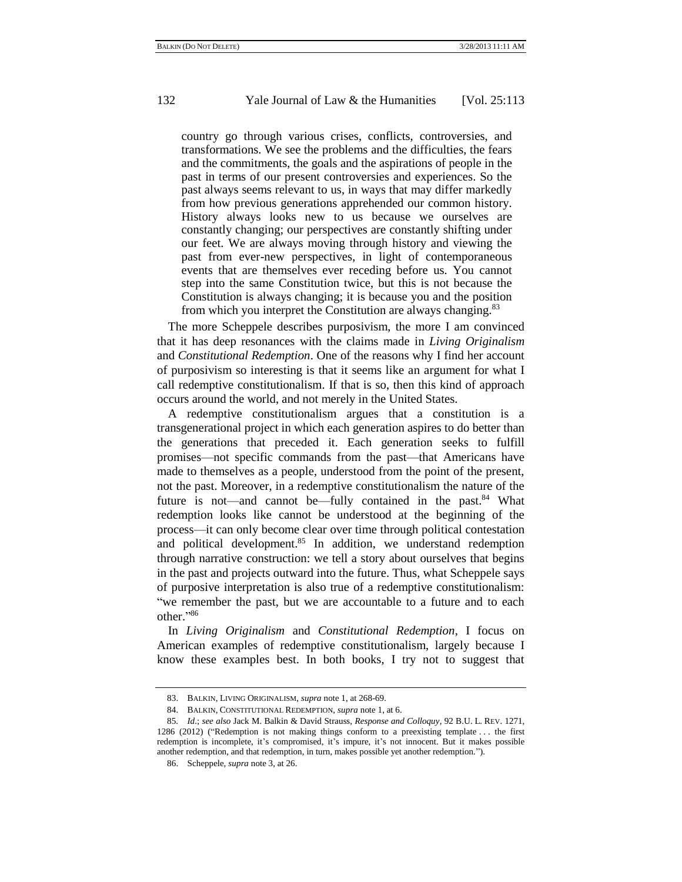> country go through various crises, conflicts, controversies, and transformations. We see the problems and the difficulties, the fears and the commitments, the goals and the aspirations of people in the past in terms of our present controversies and experiences. So the past always seems relevant to us, in ways that may differ markedly from how previous generations apprehended our common history. History always looks new to us because we ourselves are constantly changing; our perspectives are constantly shifting under our feet. We are always moving through history and viewing the past from ever-new perspectives, in light of contemporaneous events that are themselves ever receding before us. You cannot step into the same Constitution twice, but this is not because the Constitution is always changing; it is because you and the position from which you interpret the Constitution are always changing.[83]

The more Scheppele describes purposivism, the more I am convinced that it has deep resonances with the claims made in *Living Originalism* and *Constitutional Redemption*. One of the reasons why I find her account of purposivism so interesting is that it seems like an argument for what I call redemptive constitutionalism. If that is so, then this kind of approach occurs around the world, and not merely in the United States.

A redemptive constitutionalism argues that a constitution is a transgenerational project in which each generation aspires to do better than the generations that preceded it. Each generation seeks to fulfill promises—not specific commands from the past—that Americans have made to themselves as a people, understood from the point of the present, not the past. Moreover, in a redemptive constitutionalism the nature of the future is not—and cannot be—fully contained in the past.[84] What redemption looks like cannot be understood at the beginning of the process—it can only become clear over time through political contestation and political development.[85] In addition, we understand redemption through narrative construction: we tell a story about ourselves that begins in the past and projects outward into the future. Thus, what Scheppele says of purposive interpretation is also true of a redemptive constitutionalism: "we remember the past, but we are accountable to a future and to each other."[86]

In *Living Originalism* and *Constitutional Redemption*, I focus on American examples of redemptive constitutionalism, largely because I know these examples best. In both books, I try not to suggest that

---

83. BALKIN, LIVING ORIGINALISM, *supra* note 1, at 268-69.

84. BALKIN, CONSTITUTIONAL REDEMPTION, *supra* note 1, at 6.

85. *Id*.; *see also* Jack M. Balkin & David Strauss, *Response and Colloquy*, 92 B.U. L. REV. 1271, 1286 (2012) ("Redemption is not making things conform to a preexisting template . . . the first redemption is incomplete, it's compromised, it's impure, it's not innocent. But it makes possible another redemption, and that redemption, in turn, makes possible yet another redemption.").

86. Scheppele, *supra* note 3, at 26.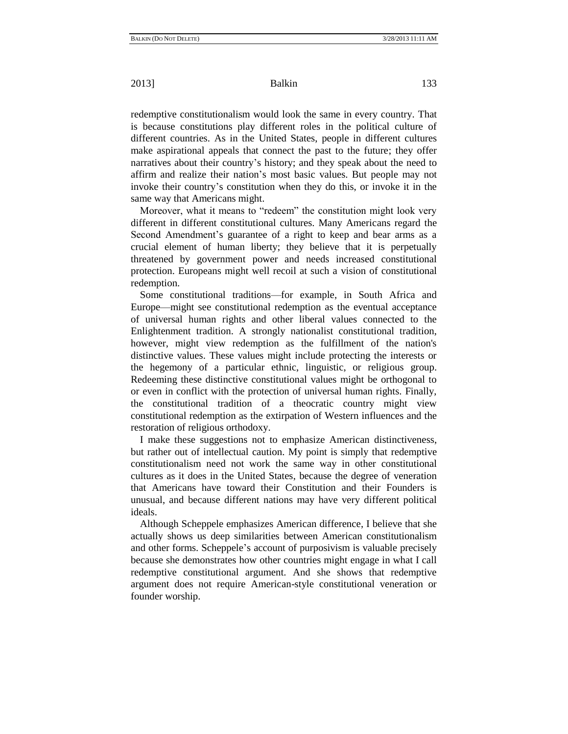redemptive constitutionalism would look the same in every country. That is because constitutions play different roles in the political culture of different countries. As in the United States, people in different cultures make aspirational appeals that connect the past to the future; they offer narratives about their country's history; and they speak about the need to affirm and realize their nation's most basic values. But people may not invoke their country's constitution when they do this, or invoke it in the same way that Americans might.

Moreover, what it means to "redeem" the constitution might look very different in different constitutional cultures. Many Americans regard the Second Amendment's guarantee of a right to keep and bear arms as a crucial element of human liberty; they believe that it is perpetually threatened by government power and needs increased constitutional protection. Europeans might well recoil at such a vision of constitutional redemption.

Some constitutional traditions—for example, in South Africa and Europe—might see constitutional redemption as the eventual acceptance of universal human rights and other liberal values connected to the Enlightenment tradition. A strongly nationalist constitutional tradition, however, might view redemption as the fulfillment of the nation's distinctive values. These values might include protecting the interests or the hegemony of a particular ethnic, linguistic, or religious group. Redeeming these distinctive constitutional values might be orthogonal to or even in conflict with the protection of universal human rights. Finally, the constitutional tradition of a theocratic country might view constitutional redemption as the extirpation of Western influences and the restoration of religious orthodoxy.

I make these suggestions not to emphasize American distinctiveness, but rather out of intellectual caution. My point is simply that redemptive constitutionalism need not work the same way in other constitutional cultures as it does in the United States, because the degree of veneration that Americans have toward their Constitution and their Founders is unusual, and because different nations may have very different political ideals.

Although Scheppele emphasizes American difference, I believe that she actually shows us deep similarities between American constitutionalism and other forms. Scheppele's account of purposivism is valuable precisely because she demonstrates how other countries might engage in what I call redemptive constitutional argument. And she shows that redemptive argument does not require American-style constitutional veneration or founder worship.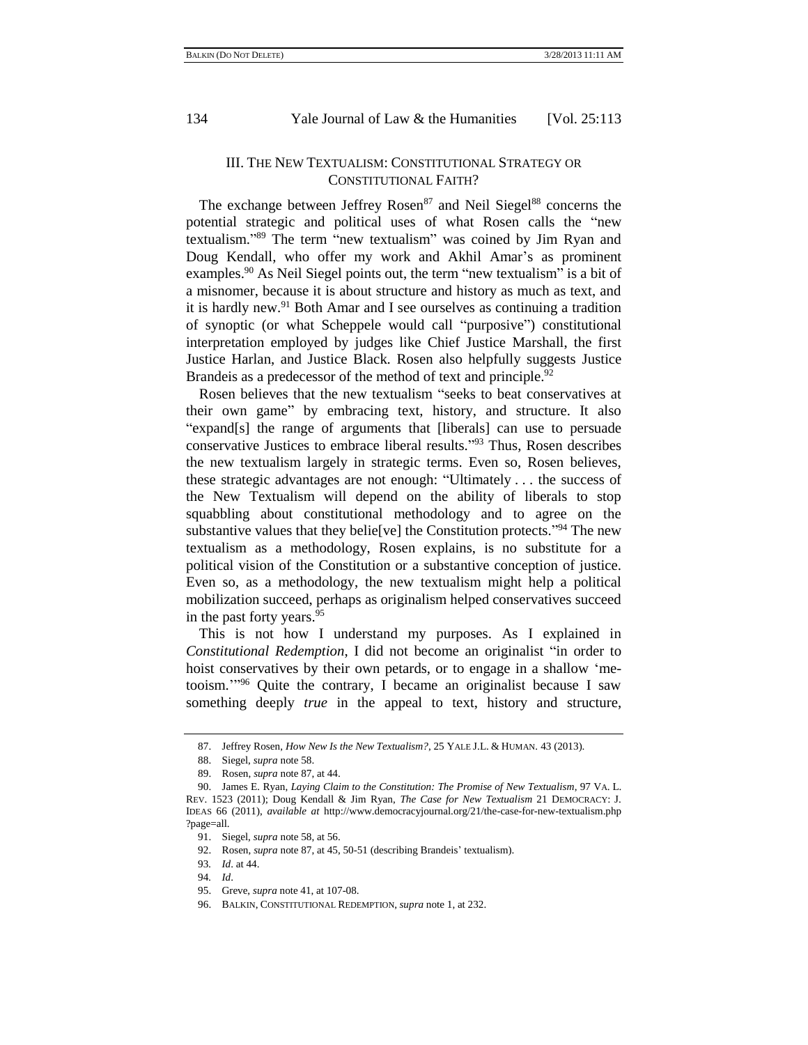## III. THE NEW TEXTUALISM: CONSTITUTIONAL STRATEGY OR CONSTITUTIONAL FAITH?

The exchange between Jeffrey Rosen[87] and Neil Siegel[88] concerns the potential strategic and political uses of what Rosen calls the "new textualism."[89] The term "new textualism" was coined by Jim Ryan and Doug Kendall, who offer my work and Akhil Amar's as prominent examples.[90] As Neil Siegel points out, the term "new textualism" is a bit of a misnomer, because it is about structure and history as much as text, and it is hardly new.[91] Both Amar and I see ourselves as continuing a tradition of synoptic (or what Scheppele would call "purposive") constitutional interpretation employed by judges like Chief Justice Marshall, the first Justice Harlan, and Justice Black. Rosen also helpfully suggests Justice Brandeis as a predecessor of the method of text and principle.[92]

Rosen believes that the new textualism "seeks to beat conservatives at their own game" by embracing text, history, and structure. It also "expand[s] the range of arguments that [liberals] can use to persuade conservative Justices to embrace liberal results."[93] Thus, Rosen describes the new textualism largely in strategic terms. Even so, Rosen believes, these strategic advantages are not enough: "Ultimately . . . the success of the New Textualism will depend on the ability of liberals to stop squabbling about constitutional methodology and to agree on the substantive values that they belie[ve] the Constitution protects."[94] The new textualism as a methodology, Rosen explains, is no substitute for a political vision of the Constitution or a substantive conception of justice. Even so, as a methodology, the new textualism might help a political mobilization succeed, perhaps as originalism helped conservatives succeed in the past forty years.[95]

This is not how I understand my purposes. As I explained in *Constitutional Redemption*, I did not become an originalist "in order to hoist conservatives by their own petards, or to engage in a shallow 'me-tooism.'"[96] Quite the contrary, I became an originalist because I saw something deeply *true* in the appeal to text, history and structure,

---

87. Jeffrey Rosen, *How New Is the New Textualism?*, 25 YALE J.L. & HUMAN. 43 (2013).

88. Siegel, *supra* note 58.

89. Rosen, *supra* note 87, at 44.

90. James E. Ryan, *Laying Claim to the Constitution: The Promise of New Textualism*, 97 VA. L. REV. 1523 (2011); Doug Kendall & Jim Ryan, *The Case for New Textualism* 21 DEMOCRACY: J. IDEAS 66 (2011), *available at* http://www.democracyjournal.org/21/the-case-for-new-textualism.php?page=all.

91. Siegel, *supra* note 58, at 56.

92. Rosen, *supra* note 87, at 45, 50-51 (describing Brandeis' textualism).

93. *Id*. at 44.

94. *Id*.

95. Greve, *supra* note 41, at 107-08.

96. BALKIN, CONSTITUTIONAL REDEMPTION, *supra* note 1, at 232.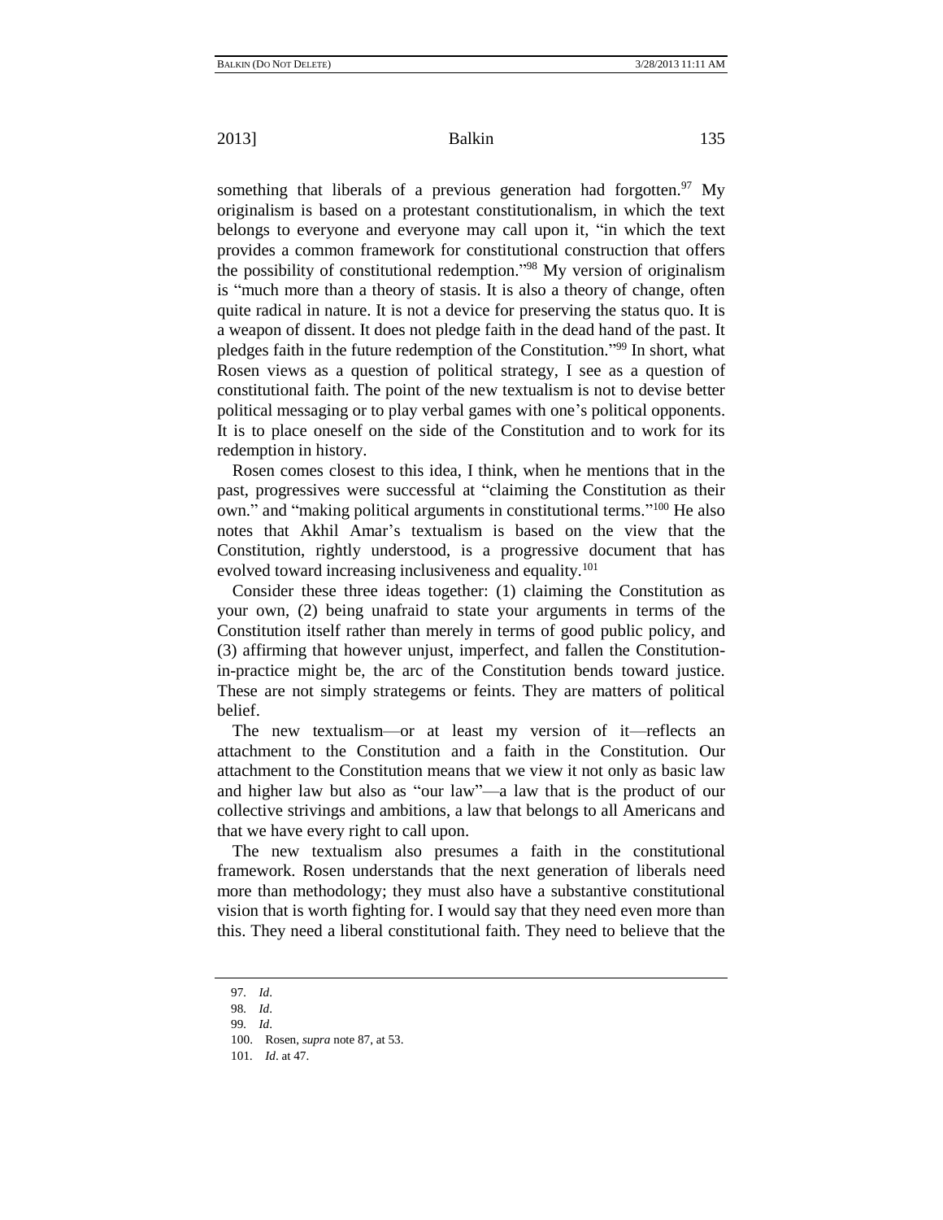something that liberals of a previous generation had forgotten.[97] My originalism is based on a protestant constitutionalism, in which the text belongs to everyone and everyone may call upon it, "in which the text provides a common framework for constitutional construction that offers the possibility of constitutional redemption."[98] My version of originalism is "much more than a theory of stasis. It is also a theory of change, often quite radical in nature. It is not a device for preserving the status quo. It is a weapon of dissent. It does not pledge faith in the dead hand of the past. It pledges faith in the future redemption of the Constitution."[99] In short, what Rosen views as a question of political strategy, I see as a question of constitutional faith. The point of the new textualism is not to devise better political messaging or to play verbal games with one's political opponents. It is to place oneself on the side of the Constitution and to work for its redemption in history.

Rosen comes closest to this idea, I think, when he mentions that in the past, progressives were successful at "claiming the Constitution as their own." and "making political arguments in constitutional terms."[100] He also notes that Akhil Amar's textualism is based on the view that the Constitution, rightly understood, is a progressive document that has evolved toward increasing inclusiveness and equality.[101]

Consider these three ideas together: (1) claiming the Constitution as your own, (2) being unafraid to state your arguments in terms of the Constitution itself rather than merely in terms of good public policy, and (3) affirming that however unjust, imperfect, and fallen the Constitution-in-practice might be, the arc of the Constitution bends toward justice. These are not simply strategems or feints. They are matters of political belief.

The new textualism—or at least my version of it—reflects an attachment to the Constitution and a faith in the Constitution. Our attachment to the Constitution means that we view it not only as basic law and higher law but also as "our law"—a law that is the product of our collective strivings and ambitions, a law that belongs to all Americans and that we have every right to call upon.

The new textualism also presumes a faith in the constitutional framework. Rosen understands that the next generation of liberals need more than methodology; they must also have a substantive constitutional vision that is worth fighting for. I would say that they need even more than this. They need a liberal constitutional faith. They need to believe that the

---

97. *Id*.

98. *Id*.

99. *Id*.

100. Rosen, *supra* note 87, at 53.

101. *Id*. at 47.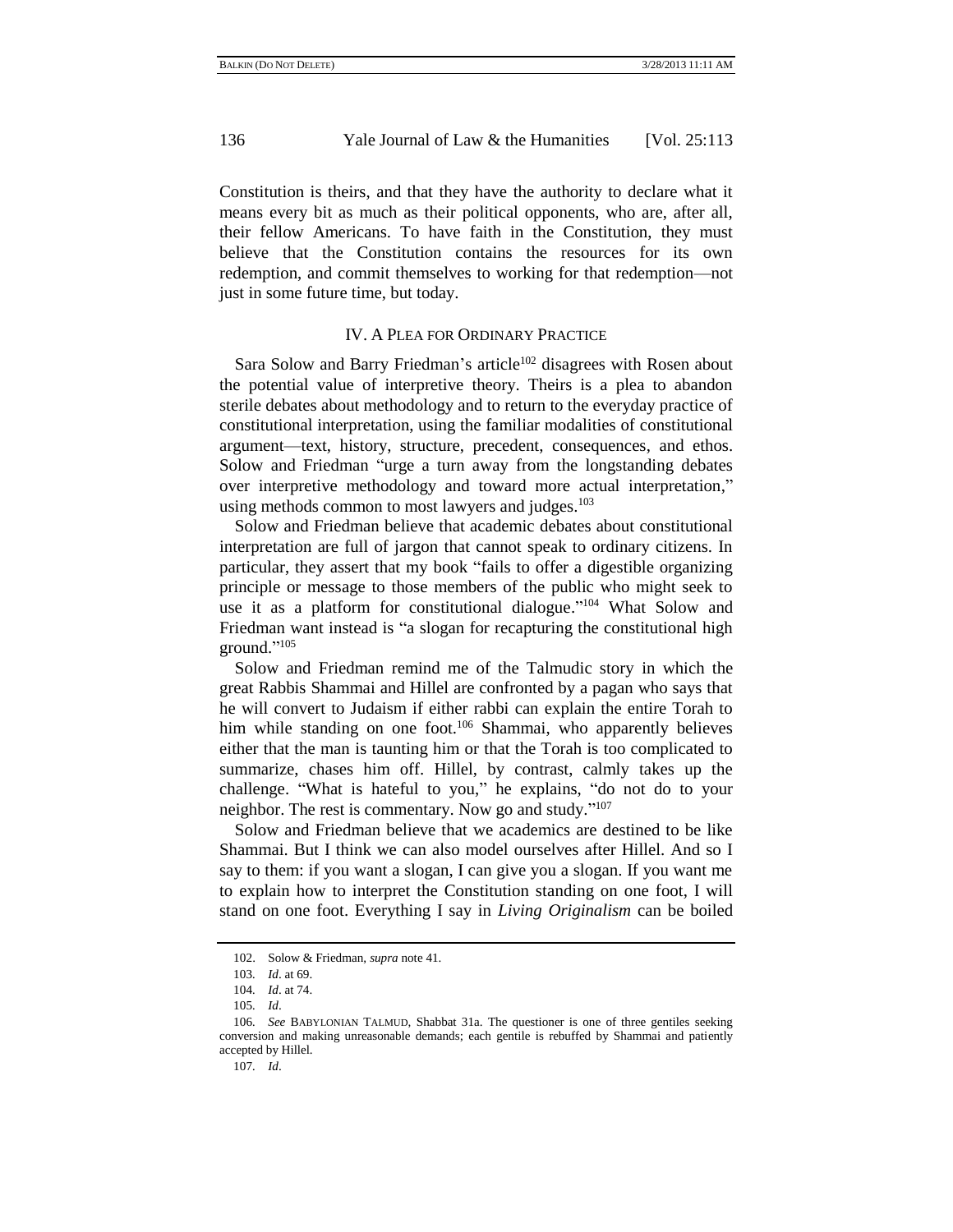Constitution is theirs, and that they have the authority to declare what it means every bit as much as their political opponents, who are, after all, their fellow Americans. To have faith in the Constitution, they must believe that the Constitution contains the resources for its own redemption, and commit themselves to working for that redemption—not just in some future time, but today.

## IV. A PLEA FOR ORDINARY PRACTICE

Sara Solow and Barry Friedman's article[102] disagrees with Rosen about the potential value of interpretive theory. Theirs is a plea to abandon sterile debates about methodology and to return to the everyday practice of constitutional interpretation, using the familiar modalities of constitutional argument—text, history, structure, precedent, consequences, and ethos. Solow and Friedman "urge a turn away from the longstanding debates over interpretive methodology and toward more actual interpretation," using methods common to most lawyers and judges.[103]

Solow and Friedman believe that academic debates about constitutional interpretation are full of jargon that cannot speak to ordinary citizens. In particular, they assert that my book "fails to offer a digestible organizing principle or message to those members of the public who might seek to use it as a platform for constitutional dialogue."[104] What Solow and Friedman want instead is "a slogan for recapturing the constitutional high ground."[105]

Solow and Friedman remind me of the Talmudic story in which the great Rabbis Shammai and Hillel are confronted by a pagan who says that he will convert to Judaism if either rabbi can explain the entire Torah to him while standing on one foot.[106] Shammai, who apparently believes either that the man is taunting him or that the Torah is too complicated to summarize, chases him off. Hillel, by contrast, calmly takes up the challenge. "What is hateful to you," he explains, "do not do to your neighbor. The rest is commentary. Now go and study."[107]

Solow and Friedman believe that we academics are destined to be like Shammai. But I think we can also model ourselves after Hillel. And so I say to them: if you want a slogan, I can give you a slogan. If you want me to explain how to interpret the Constitution standing on one foot, I will stand on one foot. Everything I say in *Living Originalism* can be boiled

---

102. Solow & Friedman, *supra* note 41.

103. *Id*. at 69.

104. *Id*. at 74.

105. *Id*.

106. *See* BABYLONIAN TALMUD, Shabbat 31a. The questioner is one of three gentiles seeking conversion and making unreasonable demands; each gentile is rebuffed by Shammai and patiently accepted by Hillel.

107. *Id*.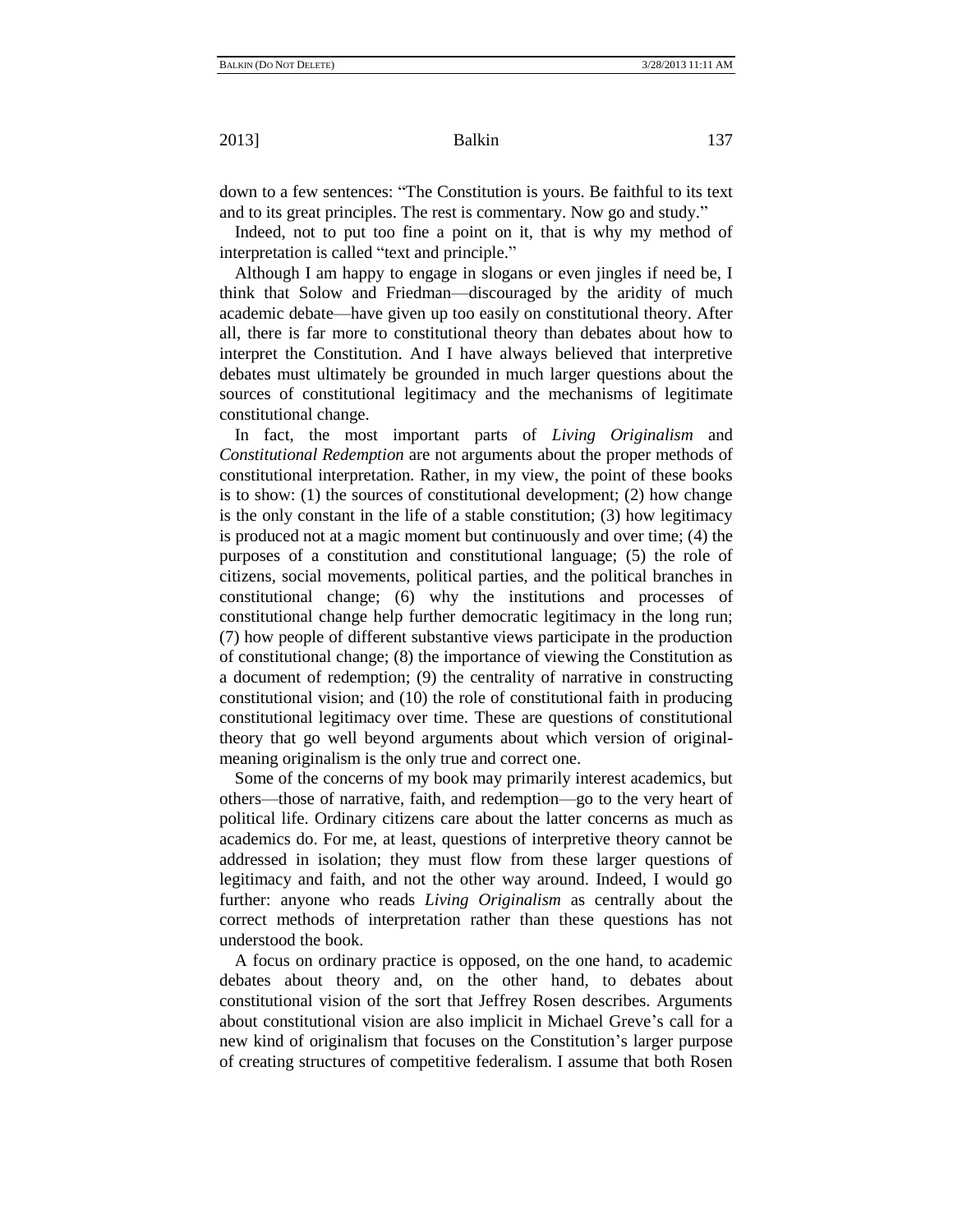down to a few sentences: "The Constitution is yours. Be faithful to its text and to its great principles. The rest is commentary. Now go and study."

Indeed, not to put too fine a point on it, that is why my method of interpretation is called "text and principle."

Although I am happy to engage in slogans or even jingles if need be, I think that Solow and Friedman—discouraged by the aridity of much academic debate—have given up too easily on constitutional theory. After all, there is far more to constitutional theory than debates about how to interpret the Constitution. And I have always believed that interpretive debates must ultimately be grounded in much larger questions about the sources of constitutional legitimacy and the mechanisms of legitimate constitutional change.

In fact, the most important parts of *Living Originalism* and *Constitutional Redemption* are not arguments about the proper methods of constitutional interpretation. Rather, in my view, the point of these books is to show: (1) the sources of constitutional development; (2) how change is the only constant in the life of a stable constitution; (3) how legitimacy is produced not at a magic moment but continuously and over time; (4) the purposes of a constitution and constitutional language; (5) the role of citizens, social movements, political parties, and the political branches in constitutional change; (6) why the institutions and processes of constitutional change help further democratic legitimacy in the long run; (7) how people of different substantive views participate in the production of constitutional change; (8) the importance of viewing the Constitution as a document of redemption; (9) the centrality of narrative in constructing constitutional vision; and (10) the role of constitutional faith in producing constitutional legitimacy over time. These are questions of constitutional theory that go well beyond arguments about which version of original-meaning originalism is the only true and correct one.

Some of the concerns of my book may primarily interest academics, but others—those of narrative, faith, and redemption—go to the very heart of political life. Ordinary citizens care about the latter concerns as much as academics do. For me, at least, questions of interpretive theory cannot be addressed in isolation; they must flow from these larger questions of legitimacy and faith, and not the other way around. Indeed, I would go further: anyone who reads *Living Originalism* as centrally about the correct methods of interpretation rather than these questions has not understood the book.

A focus on ordinary practice is opposed, on the one hand, to academic debates about theory and, on the other hand, to debates about constitutional vision of the sort that Jeffrey Rosen describes. Arguments about constitutional vision are also implicit in Michael Greve's call for a new kind of originalism that focuses on the Constitution's larger purpose of creating structures of competitive federalism. I assume that both Rosen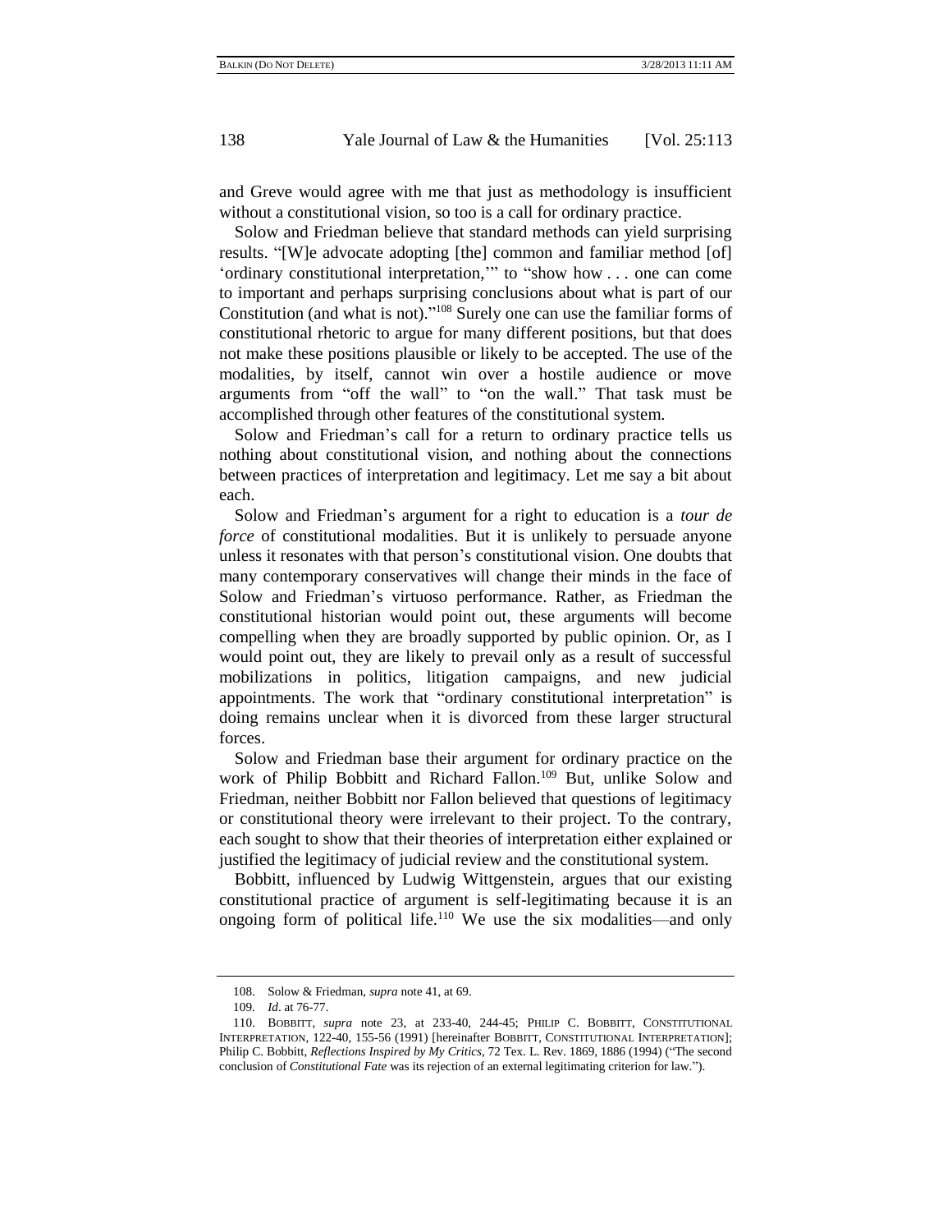and Greve would agree with me that just as methodology is insufficient without a constitutional vision, so too is a call for ordinary practice.

Solow and Friedman believe that standard methods can yield surprising results. "[W]e advocate adopting [the] common and familiar method [of] 'ordinary constitutional interpretation,'" to "show how . . . one can come to important and perhaps surprising conclusions about what is part of our Constitution (and what is not)."[108] Surely one can use the familiar forms of constitutional rhetoric to argue for many different positions, but that does not make these positions plausible or likely to be accepted. The use of the modalities, by itself, cannot win over a hostile audience or move arguments from "off the wall" to "on the wall." That task must be accomplished through other features of the constitutional system.

Solow and Friedman's call for a return to ordinary practice tells us nothing about constitutional vision, and nothing about the connections between practices of interpretation and legitimacy. Let me say a bit about each.

Solow and Friedman's argument for a right to education is a *tour de force* of constitutional modalities. But it is unlikely to persuade anyone unless it resonates with that person's constitutional vision. One doubts that many contemporary conservatives will change their minds in the face of Solow and Friedman's virtuoso performance. Rather, as Friedman the constitutional historian would point out, these arguments will become compelling when they are broadly supported by public opinion. Or, as I would point out, they are likely to prevail only as a result of successful mobilizations in politics, litigation campaigns, and new judicial appointments. The work that "ordinary constitutional interpretation" is doing remains unclear when it is divorced from these larger structural forces.

Solow and Friedman base their argument for ordinary practice on the work of Philip Bobbitt and Richard Fallon.[109] But, unlike Solow and Friedman, neither Bobbitt nor Fallon believed that questions of legitimacy or constitutional theory were irrelevant to their project. To the contrary, each sought to show that their theories of interpretation either explained or justified the legitimacy of judicial review and the constitutional system.

Bobbitt, influenced by Ludwig Wittgenstein, argues that our existing constitutional practice of argument is self-legitimating because it is an ongoing form of political life.[110] We use the six modalities—and only

---

108. Solow & Friedman, *supra* note 41, at 69.

109. *Id*. at 76-77.

110. BOBBITT, *supra* note 23, at 233-40, 244-45; PHILIP C. BOBBITT, CONSTITUTIONAL INTERPRETATION, 122-40, 155-56 (1991) [hereinafter BOBBITT, CONSTITUTIONAL INTERPRETATION]; Philip C. Bobbitt, *Reflections Inspired by My Critics*, 72 Tex. L. Rev. 1869, 1886 (1994) ("The second conclusion of *Constitutional Fate* was its rejection of an external legitimating criterion for law.").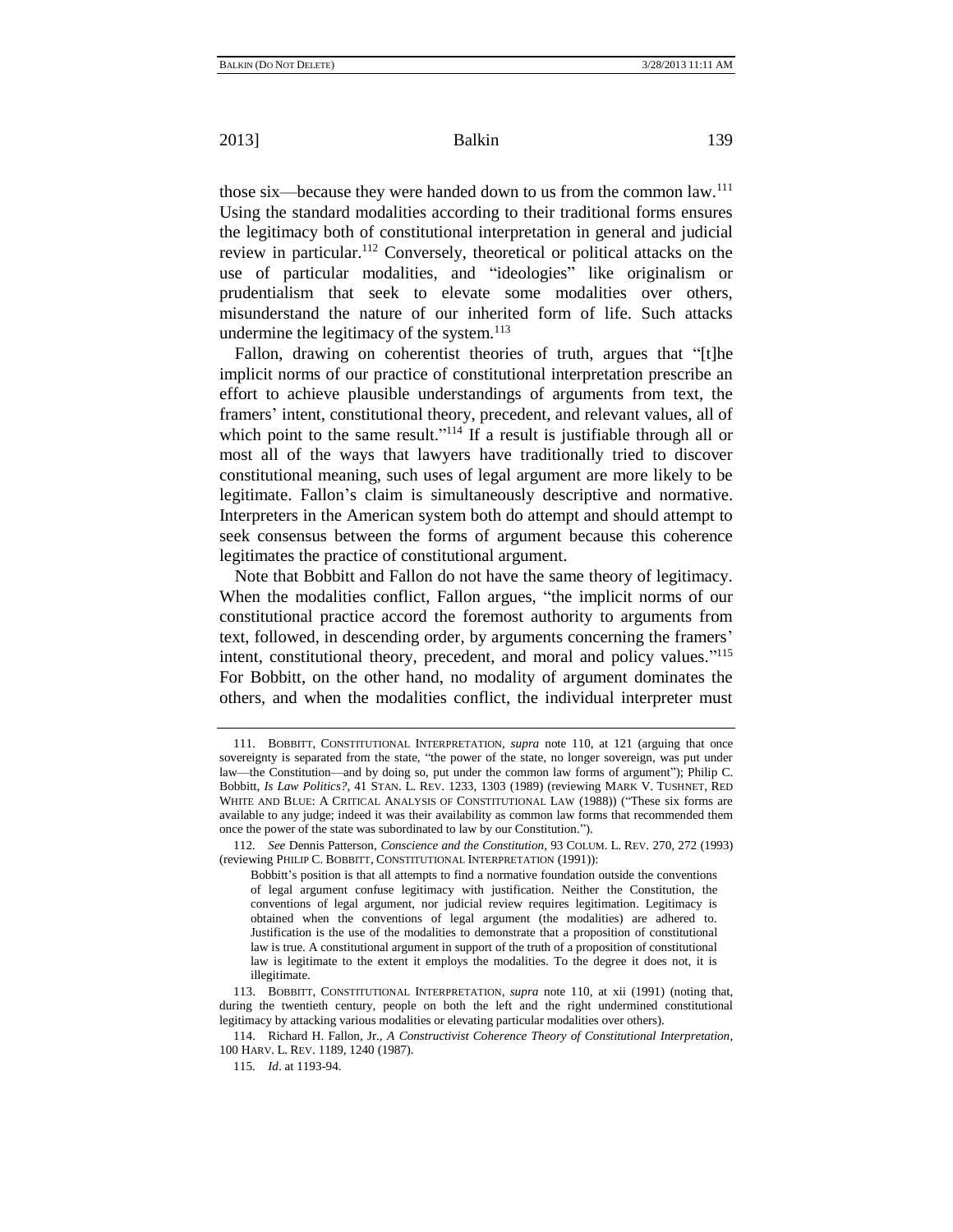those six—because they were handed down to us from the common law.[111] Using the standard modalities according to their traditional forms ensures the legitimacy both of constitutional interpretation in general and judicial review in particular.[112] Conversely, theoretical or political attacks on the use of particular modalities, and "ideologies" like originalism or prudentialism that seek to elevate some modalities over others, misunderstand the nature of our inherited form of life. Such attacks undermine the legitimacy of the system.[113]

Fallon, drawing on coherentist theories of truth, argues that "[t]he implicit norms of our practice of constitutional interpretation prescribe an effort to achieve plausible understandings of arguments from text, the framers' intent, constitutional theory, precedent, and relevant values, all of which point to the same result."[114] If a result is justifiable through all or most all of the ways that lawyers have traditionally tried to discover constitutional meaning, such uses of legal argument are more likely to be legitimate. Fallon's claim is simultaneously descriptive and normative. Interpreters in the American system both do attempt and should attempt to seek consensus between the forms of argument because this coherence legitimates the practice of constitutional argument.

Note that Bobbitt and Fallon do not have the same theory of legitimacy. When the modalities conflict, Fallon argues, "the implicit norms of our constitutional practice accord the foremost authority to arguments from text, followed, in descending order, by arguments concerning the framers' intent, constitutional theory, precedent, and moral and policy values."[115] For Bobbitt, on the other hand, no modality of argument dominates the others, and when the modalities conflict, the individual interpreter must

---

111. BOBBITT, CONSTITUTIONAL INTERPRETATION, *supra* note 110, at 121 (arguing that once sovereignty is separated from the state, "the power of the state, no longer sovereign, was put under law—the Constitution—and by doing so, put under the common law forms of argument"); Philip C. Bobbitt, *Is Law Politics?*, 41 STAN. L. REV. 1233, 1303 (1989) (reviewing MARK V. TUSHNET, RED WHITE AND BLUE: A CRITICAL ANALYSIS OF CONSTITUTIONAL LAW (1988)) ("These six forms are available to any judge; indeed it was their availability as common law forms that recommended them once the power of the state was subordinated to law by our Constitution.").

112. *See* Dennis Patterson, *Conscience and the Constitution*, 93 COLUM. L. REV. 270, 272 (1993) (reviewing PHILIP C. BOBBITT, CONSTITUTIONAL INTERPRETATION (1991)):

> Bobbitt's position is that all attempts to find a normative foundation outside the conventions of legal argument confuse legitimacy with justification. Neither the Constitution, the conventions of legal argument, nor judicial review requires legitimation. Legitimacy is obtained when the conventions of legal argument (the modalities) are adhered to. Justification is the use of the modalities to demonstrate that a proposition of constitutional law is true. A constitutional argument in support of the truth of a proposition of constitutional law is legitimate to the extent it employs the modalities. To the degree it does not, it is illegitimate.

113. BOBBITT, CONSTITUTIONAL INTERPRETATION, *supra* note 110, at xii (1991) (noting that, during the twentieth century, people on both the left and the right undermined constitutional legitimacy by attacking various modalities or elevating particular modalities over others).

114. Richard H. Fallon, Jr., *A Constructivist Coherence Theory of Constitutional Interpretation*, 100 HARV. L. REV. 1189, 1240 (1987).

115. *Id*. at 1193-94.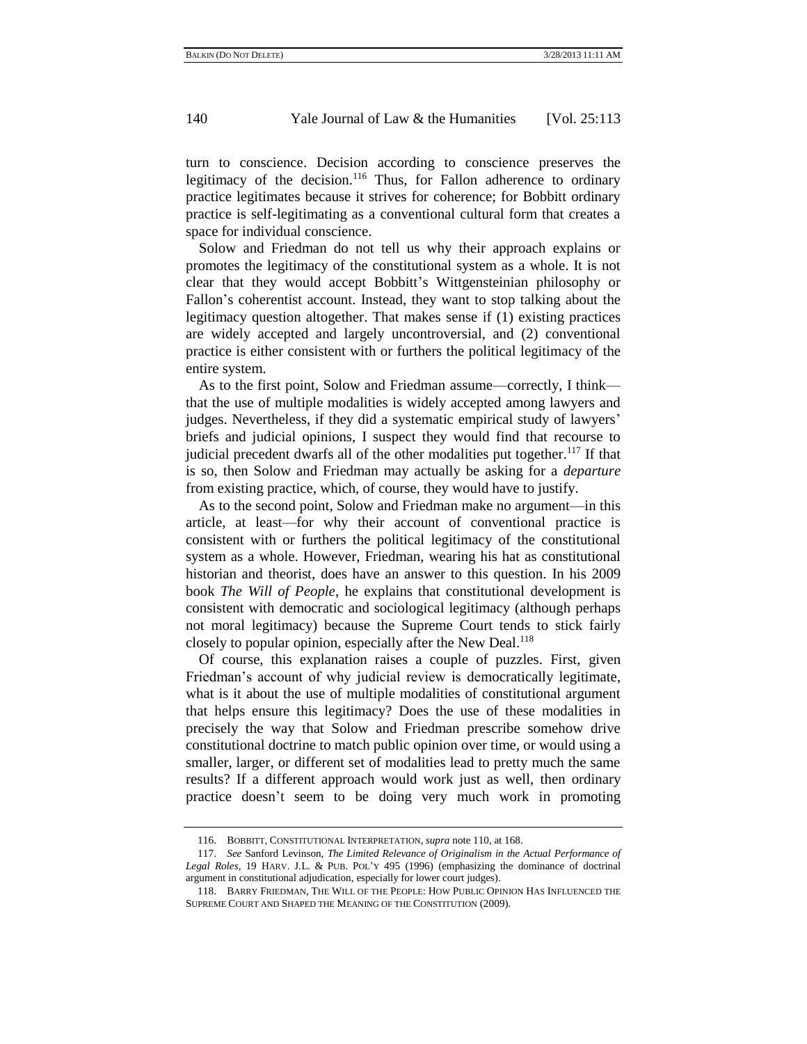turn to conscience. Decision according to conscience preserves the legitimacy of the decision.[116] Thus, for Fallon adherence to ordinary practice legitimates because it strives for coherence; for Bobbitt ordinary practice is self-legitimating as a conventional cultural form that creates a space for individual conscience.

Solow and Friedman do not tell us why their approach explains or promotes the legitimacy of the constitutional system as a whole. It is not clear that they would accept Bobbitt's Wittgensteinian philosophy or Fallon's coherentist account. Instead, they want to stop talking about the legitimacy question altogether. That makes sense if (1) existing practices are widely accepted and largely uncontroversial, and (2) conventional practice is either consistent with or furthers the political legitimacy of the entire system.

As to the first point, Solow and Friedman assume—correctly, I think—that the use of multiple modalities is widely accepted among lawyers and judges. Nevertheless, if they did a systematic empirical study of lawyers' briefs and judicial opinions, I suspect they would find that recourse to judicial precedent dwarfs all of the other modalities put together.[117] If that is so, then Solow and Friedman may actually be asking for a *departure* from existing practice, which, of course, they would have to justify.

As to the second point, Solow and Friedman make no argument—in this article, at least—for why their account of conventional practice is consistent with or furthers the political legitimacy of the constitutional system as a whole. However, Friedman, wearing his hat as constitutional historian and theorist, does have an answer to this question. In his 2009 book *The Will of People*, he explains that constitutional development is consistent with democratic and sociological legitimacy (although perhaps not moral legitimacy) because the Supreme Court tends to stick fairly closely to popular opinion, especially after the New Deal.[118]

Of course, this explanation raises a couple of puzzles. First, given Friedman's account of why judicial review is democratically legitimate, what is it about the use of multiple modalities of constitutional argument that helps ensure this legitimacy? Does the use of these modalities in precisely the way that Solow and Friedman prescribe somehow drive constitutional doctrine to match public opinion over time, or would using a smaller, larger, or different set of modalities lead to pretty much the same results? If a different approach would work just as well, then ordinary practice doesn't seem to be doing very much work in promoting

---

116. BOBBITT, CONSTITUTIONAL INTERPRETATION, *supra* note 110, at 168.

117. *See* Sanford Levinson, *The Limited Relevance of Originalism in the Actual Performance of Legal Roles*, 19 HARV. J.L. & PUB. POL'Y 495 (1996) (emphasizing the dominance of doctrinal argument in constitutional adjudication, especially for lower court judges).

118. BARRY FRIEDMAN, THE WILL OF THE PEOPLE: HOW PUBLIC OPINION HAS INFLUENCED THE SUPREME COURT AND SHAPED THE MEANING OF THE CONSTITUTION (2009).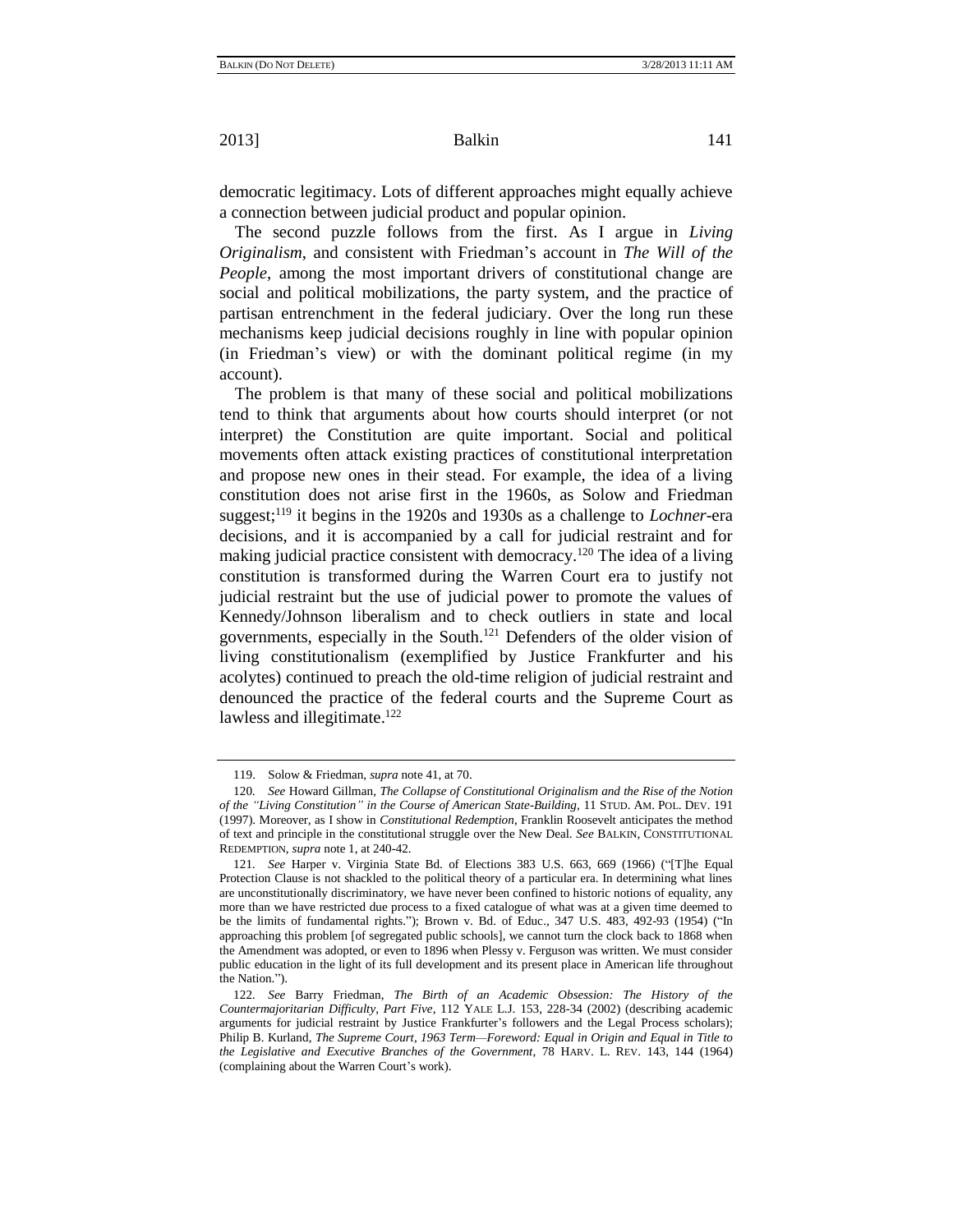democratic legitimacy. Lots of different approaches might equally achieve a connection between judicial product and popular opinion.

The second puzzle follows from the first. As I argue in *Living Originalism*, and consistent with Friedman's account in *The Will of the People*, among the most important drivers of constitutional change are social and political mobilizations, the party system, and the practice of partisan entrenchment in the federal judiciary. Over the long run these mechanisms keep judicial decisions roughly in line with popular opinion (in Friedman's view) or with the dominant political regime (in my account).

The problem is that many of these social and political mobilizations tend to think that arguments about how courts should interpret (or not interpret) the Constitution are quite important. Social and political movements often attack existing practices of constitutional interpretation and propose new ones in their stead. For example, the idea of a living constitution does not arise first in the 1960s, as Solow and Friedman suggest;[119] it begins in the 1920s and 1930s as a challenge to *Lochner*-era decisions, and it is accompanied by a call for judicial restraint and for making judicial practice consistent with democracy.[120] The idea of a living constitution is transformed during the Warren Court era to justify not judicial restraint but the use of judicial power to promote the values of Kennedy/Johnson liberalism and to check outliers in state and local governments, especially in the South.[121] Defenders of the older vision of living constitutionalism (exemplified by Justice Frankfurter and his acolytes) continued to preach the old-time religion of judicial restraint and denounced the practice of the federal courts and the Supreme Court as lawless and illegitimate.[122]

---

119. Solow & Friedman, *supra* note 41, at 70.

120. *See* Howard Gillman, *The Collapse of Constitutional Originalism and the Rise of the Notion of the "Living Constitution" in the Course of American State-Building*, 11 STUD. AM. POL. DEV. 191 (1997). Moreover, as I show in *Constitutional Redemption*, Franklin Roosevelt anticipates the method of text and principle in the constitutional struggle over the New Deal. *See* BALKIN, CONSTITUTIONAL REDEMPTION, *supra* note 1, at 240-42.

121. *See* Harper v. Virginia State Bd. of Elections 383 U.S. 663, 669 (1966) ("[T]he Equal Protection Clause is not shackled to the political theory of a particular era. In determining what lines are unconstitutionally discriminatory, we have never been confined to historic notions of equality, any more than we have restricted due process to a fixed catalogue of what was at a given time deemed to be the limits of fundamental rights."); Brown v. Bd. of Educ., 347 U.S. 483, 492-93 (1954) ("In approaching this problem [of segregated public schools], we cannot turn the clock back to 1868 when the Amendment was adopted, or even to 1896 when Plessy v. Ferguson was written. We must consider public education in the light of its full development and its present place in American life throughout the Nation.").

122. *See* Barry Friedman, *The Birth of an Academic Obsession: The History of the Countermajoritarian Difficulty, Part Five*, 112 YALE L.J. 153, 228-34 (2002) (describing academic arguments for judicial restraint by Justice Frankfurter's followers and the Legal Process scholars); Philip B. Kurland, *The Supreme Court, 1963 Term—Foreword: Equal in Origin and Equal in Title to the Legislative and Executive Branches of the Government*, 78 HARV. L. REV. 143, 144 (1964) (complaining about the Warren Court's work).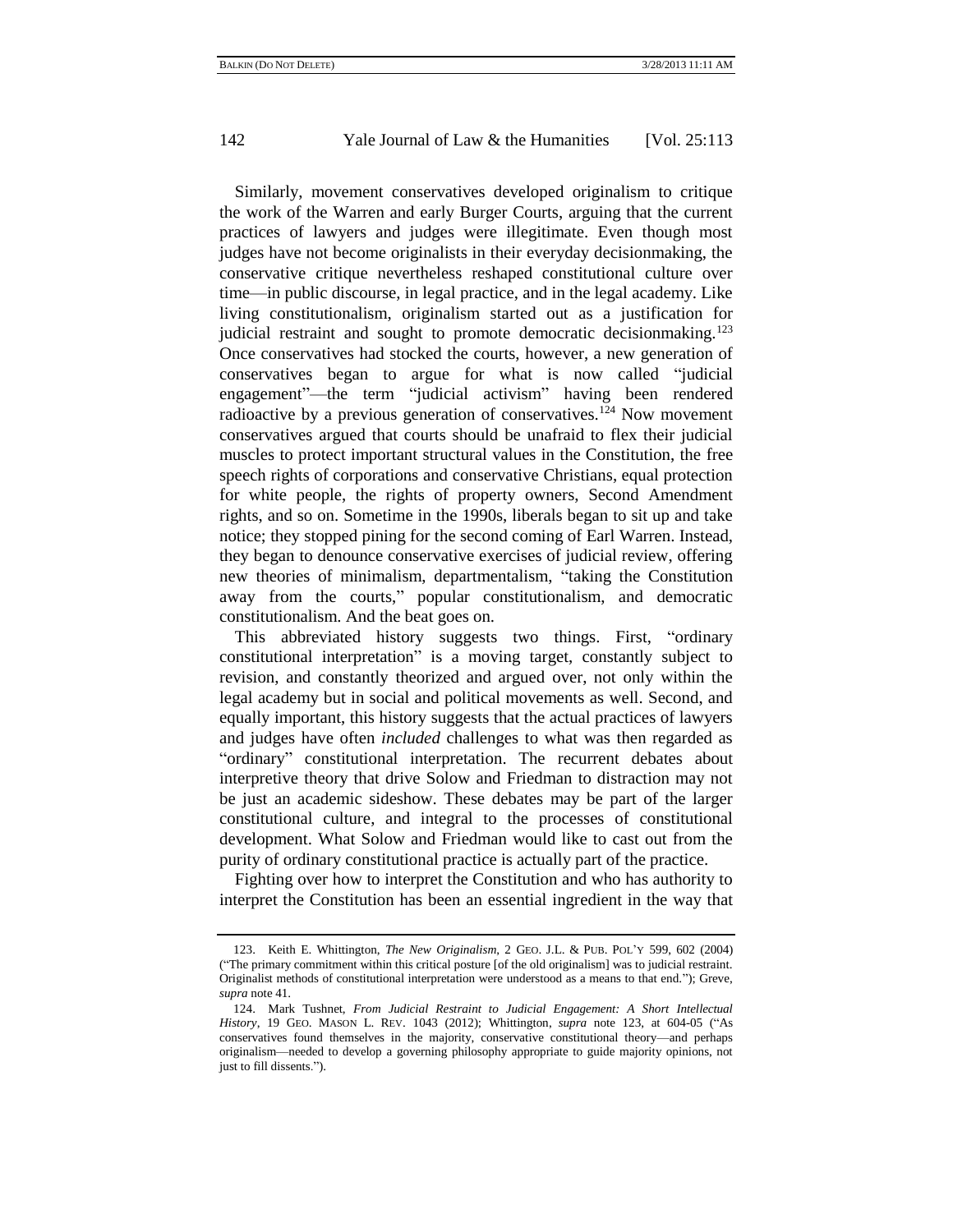Similarly, movement conservatives developed originalism to critique the work of the Warren and early Burger Courts, arguing that the current practices of lawyers and judges were illegitimate. Even though most judges have not become originalists in their everyday decisionmaking, the conservative critique nevertheless reshaped constitutional culture over time—in public discourse, in legal practice, and in the legal academy. Like living constitutionalism, originalism started out as a justification for judicial restraint and sought to promote democratic decisionmaking.[123] Once conservatives had stocked the courts, however, a new generation of conservatives began to argue for what is now called "judicial engagement"—the term "judicial activism" having been rendered radioactive by a previous generation of conservatives.[124] Now movement conservatives argued that courts should be unafraid to flex their judicial muscles to protect important structural values in the Constitution, the free speech rights of corporations and conservative Christians, equal protection for white people, the rights of property owners, Second Amendment rights, and so on. Sometime in the 1990s, liberals began to sit up and take notice; they stopped pining for the second coming of Earl Warren. Instead, they began to denounce conservative exercises of judicial review, offering new theories of minimalism, departmentalism, "taking the Constitution away from the courts," popular constitutionalism, and democratic constitutionalism. And the beat goes on.

This abbreviated history suggests two things. First, "ordinary constitutional interpretation" is a moving target, constantly subject to revision, and constantly theorized and argued over, not only within the legal academy but in social and political movements as well. Second, and equally important, this history suggests that the actual practices of lawyers and judges have often *included* challenges to what was then regarded as "ordinary" constitutional interpretation. The recurrent debates about interpretive theory that drive Solow and Friedman to distraction may not be just an academic sideshow. These debates may be part of the larger constitutional culture, and integral to the processes of constitutional development. What Solow and Friedman would like to cast out from the purity of ordinary constitutional practice is actually part of the practice.

Fighting over how to interpret the Constitution and who has authority to interpret the Constitution has been an essential ingredient in the way that

---

123. Keith E. Whittington, *The New Originalism*, 2 GEO. J.L. & PUB. POL'Y 599, 602 (2004) ("The primary commitment within this critical posture [of the old originalism] was to judicial restraint. Originalist methods of constitutional interpretation were understood as a means to that end."); Greve, *supra* note 41.

124. Mark Tushnet, *From Judicial Restraint to Judicial Engagement: A Short Intellectual History*, 19 GEO. MASON L. REV. 1043 (2012); Whittington, *supra* note 123, at 604-05 ("As conservatives found themselves in the majority, conservative constitutional theory—and perhaps originalism—needed to develop a governing philosophy appropriate to guide majority opinions, not just to fill dissents.").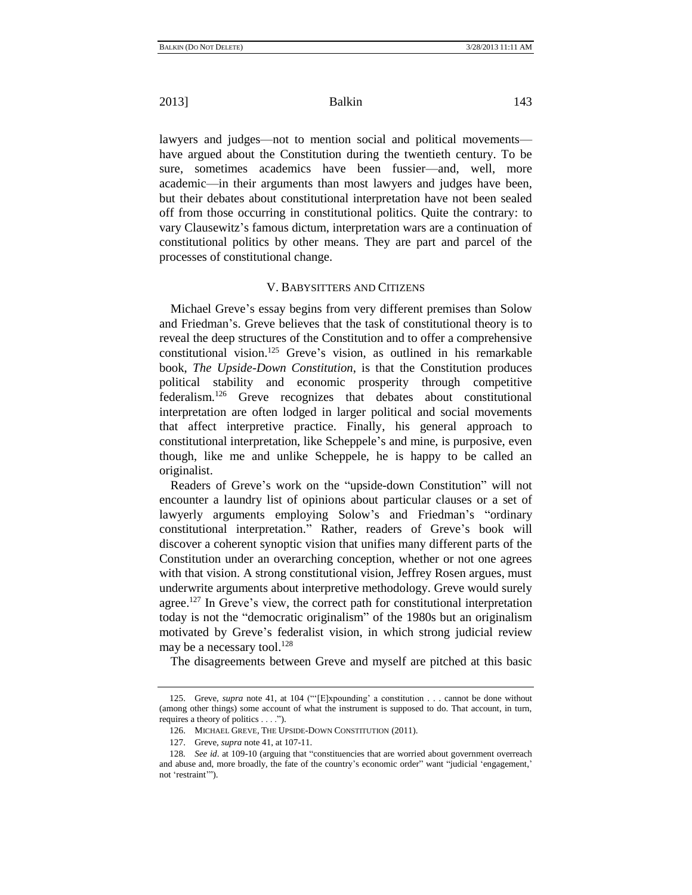lawyers and judges—not to mention social and political movements—have argued about the Constitution during the twentieth century. To be sure, sometimes academics have been fussier—and, well, more academic—in their arguments than most lawyers and judges have been, but their debates about constitutional interpretation have not been sealed off from those occurring in constitutional politics. Quite the contrary: to vary Clausewitz's famous dictum, interpretation wars are a continuation of constitutional politics by other means. They are part and parcel of the processes of constitutional change.

## V. BABYSITTERS AND CITIZENS

Michael Greve's essay begins from very different premises than Solow and Friedman's. Greve believes that the task of constitutional theory is to reveal the deep structures of the Constitution and to offer a comprehensive constitutional vision.[125] Greve's vision, as outlined in his remarkable book, *The Upside-Down Constitution*, is that the Constitution produces political stability and economic prosperity through competitive federalism.[126] Greve recognizes that debates about constitutional interpretation are often lodged in larger political and social movements that affect interpretive practice. Finally, his general approach to constitutional interpretation, like Scheppele's and mine, is purposive, even though, like me and unlike Scheppele, he is happy to be called an originalist.

Readers of Greve's work on the "upside-down Constitution" will not encounter a laundry list of opinions about particular clauses or a set of lawyerly arguments employing Solow's and Friedman's "ordinary constitutional interpretation." Rather, readers of Greve's book will discover a coherent synoptic vision that unifies many different parts of the Constitution under an overarching conception, whether or not one agrees with that vision. A strong constitutional vision, Jeffrey Rosen argues, must underwrite arguments about interpretive methodology. Greve would surely agree.[127] In Greve's view, the correct path for constitutional interpretation today is not the "democratic originalism" of the 1980s but an originalism motivated by Greve's federalist vision, in which strong judicial review may be a necessary tool.[128]

The disagreements between Greve and myself are pitched at this basic

---

125. Greve, *supra* note 41, at 104 ("'[E]xpounding' a constitution . . . cannot be done without (among other things) some account of what the instrument is supposed to do. That account, in turn, requires a theory of politics . . . .").

126. MICHAEL GREVE, THE UPSIDE-DOWN CONSTITUTION (2011).

127. Greve, *supra* note 41, at 107-11.

128. *See id.* at 109-10 (arguing that "constituencies that are worried about government overreach and abuse and, more broadly, the fate of the country's economic order" want "judicial 'engagement,' not 'restraint'").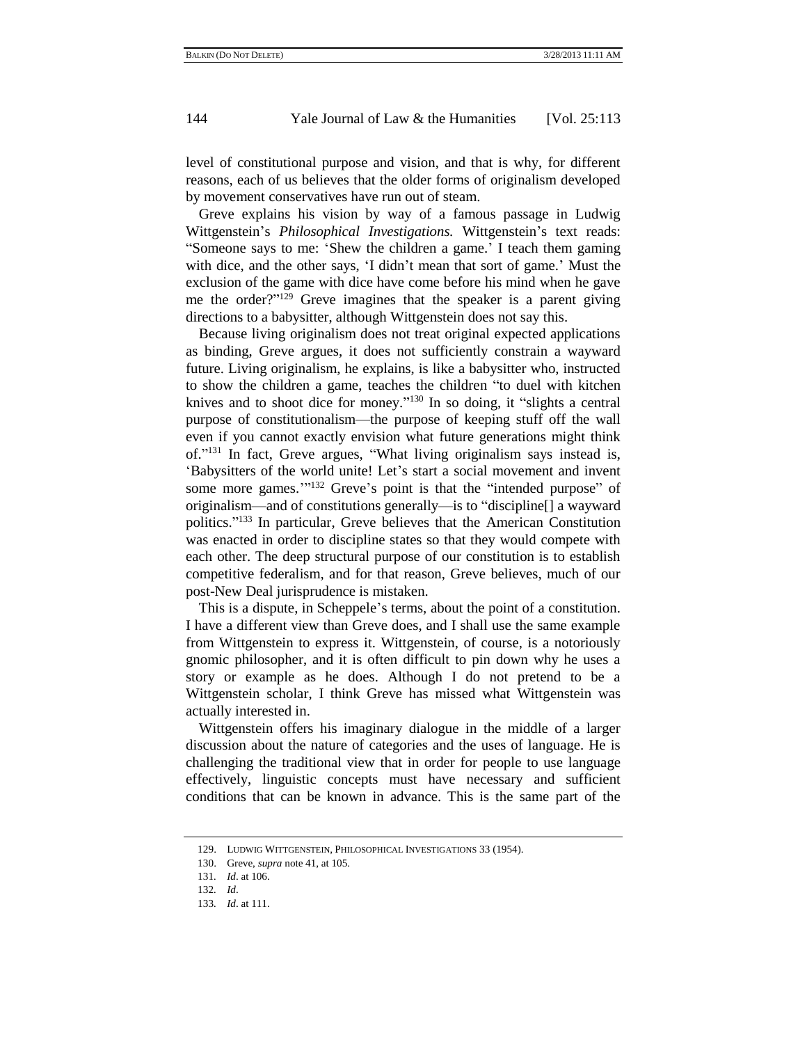level of constitutional purpose and vision, and that is why, for different reasons, each of us believes that the older forms of originalism developed by movement conservatives have run out of steam.

Greve explains his vision by way of a famous passage in Ludwig Wittgenstein's *Philosophical Investigations.* Wittgenstein's text reads: "Someone says to me: 'Shew the children a game.' I teach them gaming with dice, and the other says, 'I didn't mean that sort of game.' Must the exclusion of the game with dice have come before his mind when he gave me the order?"[129] Greve imagines that the speaker is a parent giving directions to a babysitter, although Wittgenstein does not say this.

Because living originalism does not treat original expected applications as binding, Greve argues, it does not sufficiently constrain a wayward future. Living originalism, he explains, is like a babysitter who, instructed to show the children a game, teaches the children "to duel with kitchen knives and to shoot dice for money."[130] In so doing, it "slights a central purpose of constitutionalism—the purpose of keeping stuff off the wall even if you cannot exactly envision what future generations might think of."[131] In fact, Greve argues, "What living originalism says instead is, 'Babysitters of the world unite! Let's start a social movement and invent some more games.'"[132] Greve's point is that the "intended purpose" of originalism—and of constitutions generally—is to "discipline[] a wayward politics."[133] In particular, Greve believes that the American Constitution was enacted in order to discipline states so that they would compete with each other. The deep structural purpose of our constitution is to establish competitive federalism, and for that reason, Greve believes, much of our post-New Deal jurisprudence is mistaken.

This is a dispute, in Scheppele's terms, about the point of a constitution. I have a different view than Greve does, and I shall use the same example from Wittgenstein to express it. Wittgenstein, of course, is a notoriously gnomic philosopher, and it is often difficult to pin down why he uses a story or example as he does. Although I do not pretend to be a Wittgenstein scholar, I think Greve has missed what Wittgenstein was actually interested in.

Wittgenstein offers his imaginary dialogue in the middle of a larger discussion about the nature of categories and the uses of language. He is challenging the traditional view that in order for people to use language effectively, linguistic concepts must have necessary and sufficient conditions that can be known in advance. This is the same part of the

---

129. LUDWIG WITTGENSTEIN, PHILOSOPHICAL INVESTIGATIONS 33 (1954).

130. Greve, *supra* note 41, at 105.

131. *Id*. at 106.

132. *Id*.

133. *Id*. at 111.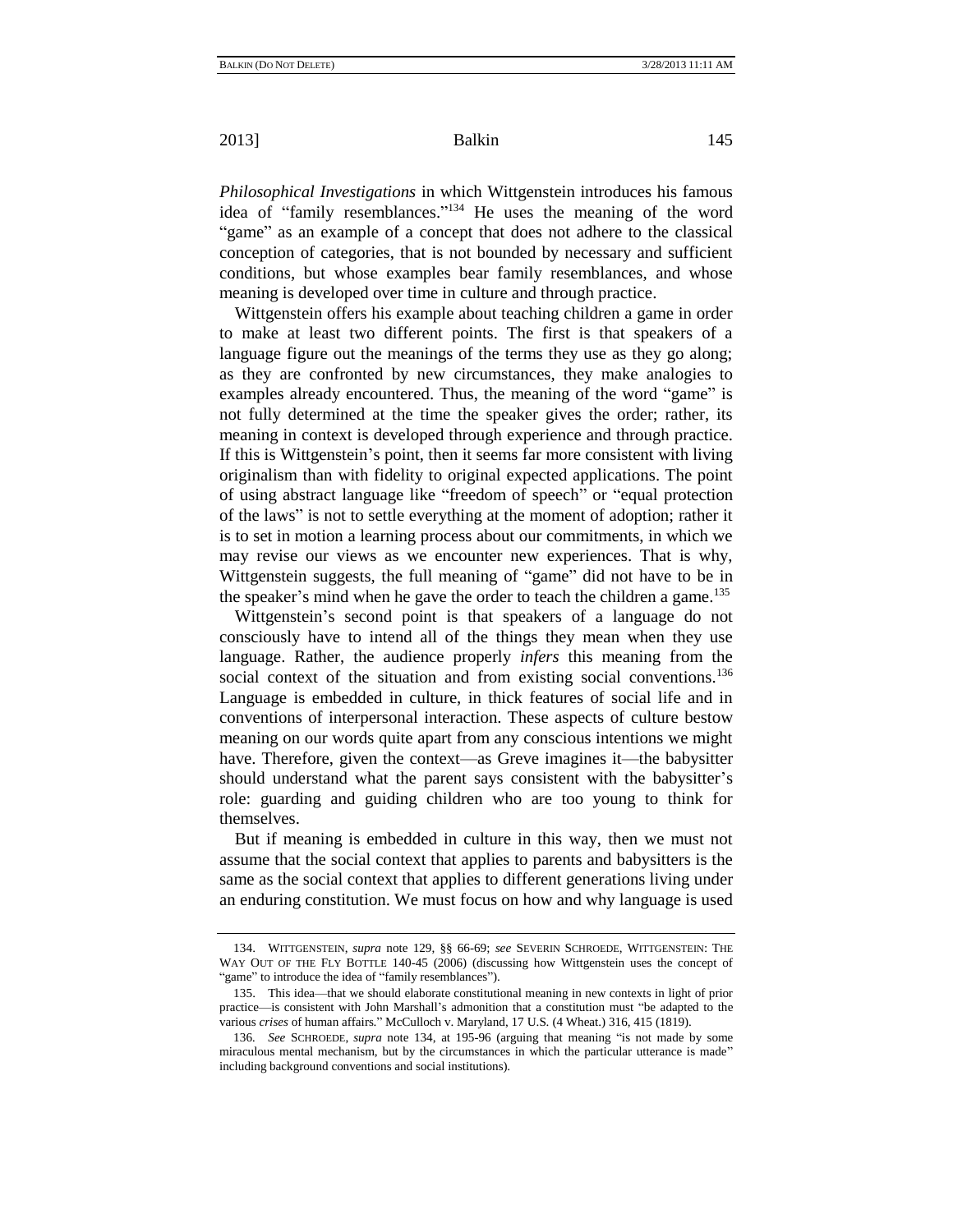*Philosophical Investigations* in which Wittgenstein introduces his famous idea of "family resemblances."[134] He uses the meaning of the word "game" as an example of a concept that does not adhere to the classical conception of categories, that is not bounded by necessary and sufficient conditions, but whose examples bear family resemblances, and whose meaning is developed over time in culture and through practice.

Wittgenstein offers his example about teaching children a game in order to make at least two different points. The first is that speakers of a language figure out the meanings of the terms they use as they go along; as they are confronted by new circumstances, they make analogies to examples already encountered. Thus, the meaning of the word "game" is not fully determined at the time the speaker gives the order; rather, its meaning in context is developed through experience and through practice. If this is Wittgenstein's point, then it seems far more consistent with living originalism than with fidelity to original expected applications. The point of using abstract language like "freedom of speech" or "equal protection of the laws" is not to settle everything at the moment of adoption; rather it is to set in motion a learning process about our commitments, in which we may revise our views as we encounter new experiences. That is why, Wittgenstein suggests, the full meaning of "game" did not have to be in the speaker's mind when he gave the order to teach the children a game.[135]

Wittgenstein's second point is that speakers of a language do not consciously have to intend all of the things they mean when they use language. Rather, the audience properly *infers* this meaning from the social context of the situation and from existing social conventions.[136] Language is embedded in culture, in thick features of social life and in conventions of interpersonal interaction. These aspects of culture bestow meaning on our words quite apart from any conscious intentions we might have. Therefore, given the context—as Greve imagines it—the babysitter should understand what the parent says consistent with the babysitter's role: guarding and guiding children who are too young to think for themselves.

But if meaning is embedded in culture in this way, then we must not assume that the social context that applies to parents and babysitters is the same as the social context that applies to different generations living under an enduring constitution. We must focus on how and why language is used

---

134. WITTGENSTEIN, *supra* note 129, §§ 66-69; *see* SEVERIN SCHROEDE, WITTGENSTEIN: THE WAY OUT OF THE FLY BOTTLE 140-45 (2006) (discussing how Wittgenstein uses the concept of "game" to introduce the idea of "family resemblances").

135. This idea—that we should elaborate constitutional meaning in new contexts in light of prior practice—is consistent with John Marshall's admonition that a constitution must "be adapted to the various *crises* of human affairs." McCulloch v. Maryland, 17 U.S. (4 Wheat.) 316, 415 (1819).

136. *See* SCHROEDE, *supra* note 134, at 195-96 (arguing that meaning "is not made by some miraculous mental mechanism, but by the circumstances in which the particular utterance is made" including background conventions and social institutions).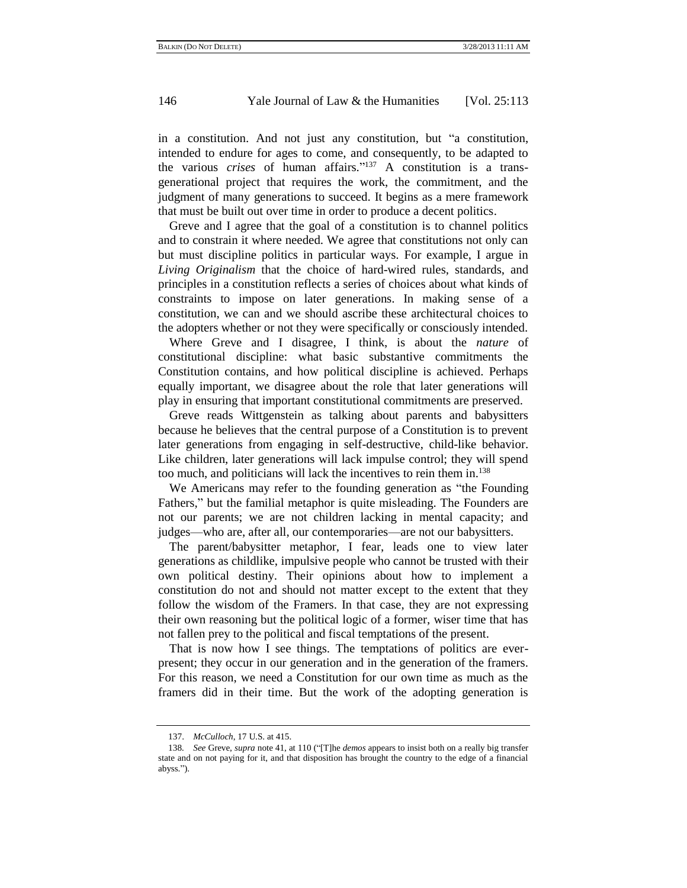in a constitution. And not just any constitution, but "a constitution, intended to endure for ages to come, and consequently, to be adapted to the various *crises* of human affairs."[137] A constitution is a trans-generational project that requires the work, the commitment, and the judgment of many generations to succeed. It begins as a mere framework that must be built out over time in order to produce a decent politics.

Greve and I agree that the goal of a constitution is to channel politics and to constrain it where needed. We agree that constitutions not only can but must discipline politics in particular ways. For example, I argue in *Living Originalism* that the choice of hard-wired rules, standards, and principles in a constitution reflects a series of choices about what kinds of constraints to impose on later generations. In making sense of a constitution, we can and we should ascribe these architectural choices to the adopters whether or not they were specifically or consciously intended.

Where Greve and I disagree, I think, is about the *nature* of constitutional discipline: what basic substantive commitments the Constitution contains, and how political discipline is achieved. Perhaps equally important, we disagree about the role that later generations will play in ensuring that important constitutional commitments are preserved.

Greve reads Wittgenstein as talking about parents and babysitters because he believes that the central purpose of a Constitution is to prevent later generations from engaging in self-destructive, child-like behavior. Like children, later generations will lack impulse control; they will spend too much, and politicians will lack the incentives to rein them in.[138]

We Americans may refer to the founding generation as "the Founding Fathers," but the familial metaphor is quite misleading. The Founders are not our parents; we are not children lacking in mental capacity; and judges—who are, after all, our contemporaries—are not our babysitters.

The parent/babysitter metaphor, I fear, leads one to view later generations as childlike, impulsive people who cannot be trusted with their own political destiny. Their opinions about how to implement a constitution do not and should not matter except to the extent that they follow the wisdom of the Framers. In that case, they are not expressing their own reasoning but the political logic of a former, wiser time that has not fallen prey to the political and fiscal temptations of the present.

That is now how I see things. The temptations of politics are ever-present; they occur in our generation and in the generation of the framers. For this reason, we need a Constitution for our own time as much as the framers did in their time. But the work of the adopting generation is

---

137. *McCulloch*, 17 U.S. at 415.

138. *See* Greve, *supra* note 41, at 110 ("[T]he *demos* appears to insist both on a really big transfer state and on not paying for it, and that disposition has brought the country to the edge of a financial abyss.").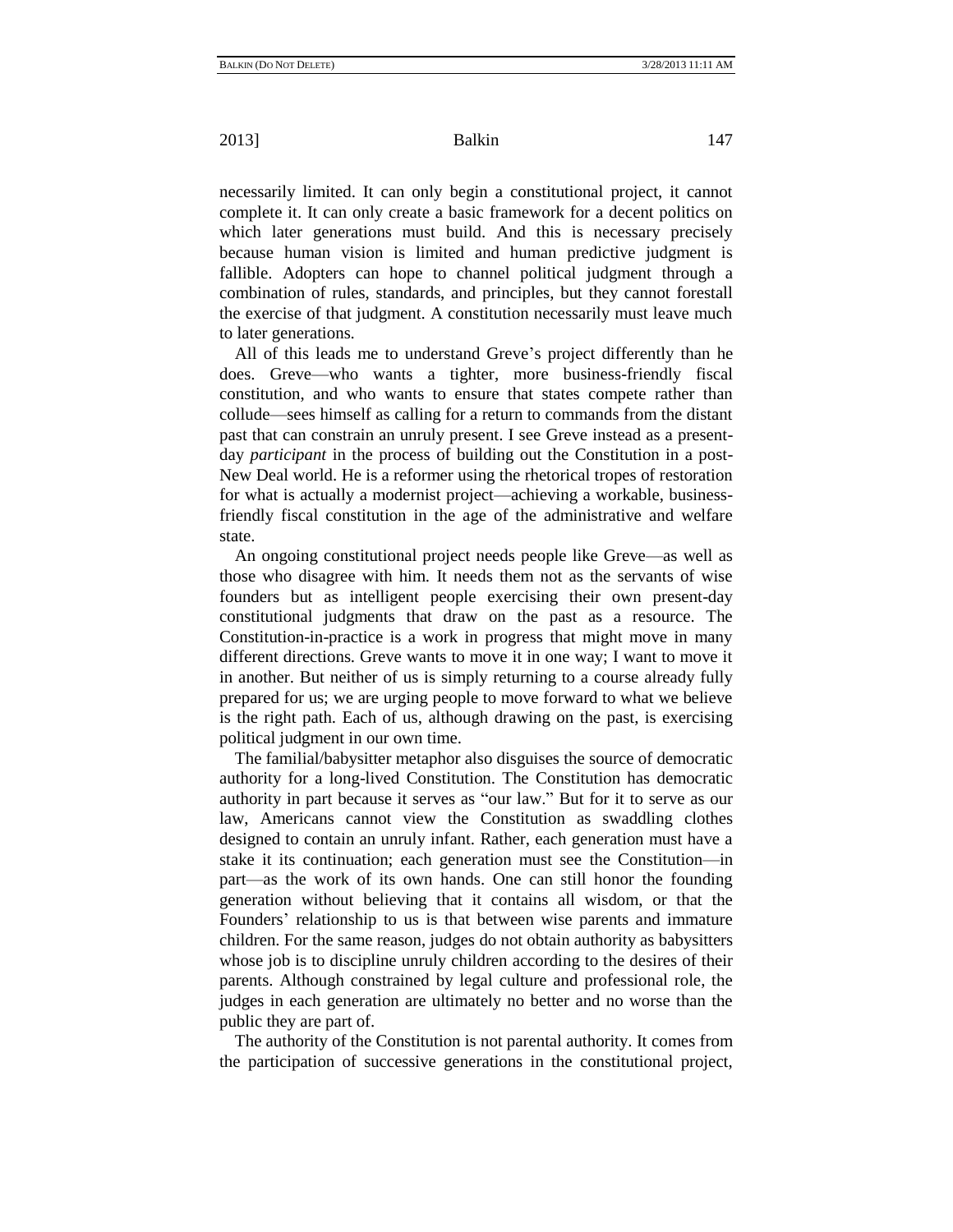necessarily limited. It can only begin a constitutional project, it cannot complete it. It can only create a basic framework for a decent politics on which later generations must build. And this is necessary precisely because human vision is limited and human predictive judgment is fallible. Adopters can hope to channel political judgment through a combination of rules, standards, and principles, but they cannot forestall the exercise of that judgment. A constitution necessarily must leave much to later generations.

All of this leads me to understand Greve's project differently than he does. Greve—who wants a tighter, more business-friendly fiscal constitution, and who wants to ensure that states compete rather than collude—sees himself as calling for a return to commands from the distant past that can constrain an unruly present. I see Greve instead as a present-day *participant* in the process of building out the Constitution in a post-New Deal world. He is a reformer using the rhetorical tropes of restoration for what is actually a modernist project—achieving a workable, business-friendly fiscal constitution in the age of the administrative and welfare state.

An ongoing constitutional project needs people like Greve—as well as those who disagree with him. It needs them not as the servants of wise founders but as intelligent people exercising their own present-day constitutional judgments that draw on the past as a resource. The Constitution-in-practice is a work in progress that might move in many different directions. Greve wants to move it in one way; I want to move it in another. But neither of us is simply returning to a course already fully prepared for us; we are urging people to move forward to what we believe is the right path. Each of us, although drawing on the past, is exercising political judgment in our own time.

The familial/babysitter metaphor also disguises the source of democratic authority for a long-lived Constitution. The Constitution has democratic authority in part because it serves as "our law." But for it to serve as our law, Americans cannot view the Constitution as swaddling clothes designed to contain an unruly infant. Rather, each generation must have a stake it its continuation; each generation must see the Constitution—in part—as the work of its own hands. One can still honor the founding generation without believing that it contains all wisdom, or that the Founders' relationship to us is that between wise parents and immature children. For the same reason, judges do not obtain authority as babysitters whose job is to discipline unruly children according to the desires of their parents. Although constrained by legal culture and professional role, the judges in each generation are ultimately no better and no worse than the public they are part of.

The authority of the Constitution is not parental authority. It comes from the participation of successive generations in the constitutional project,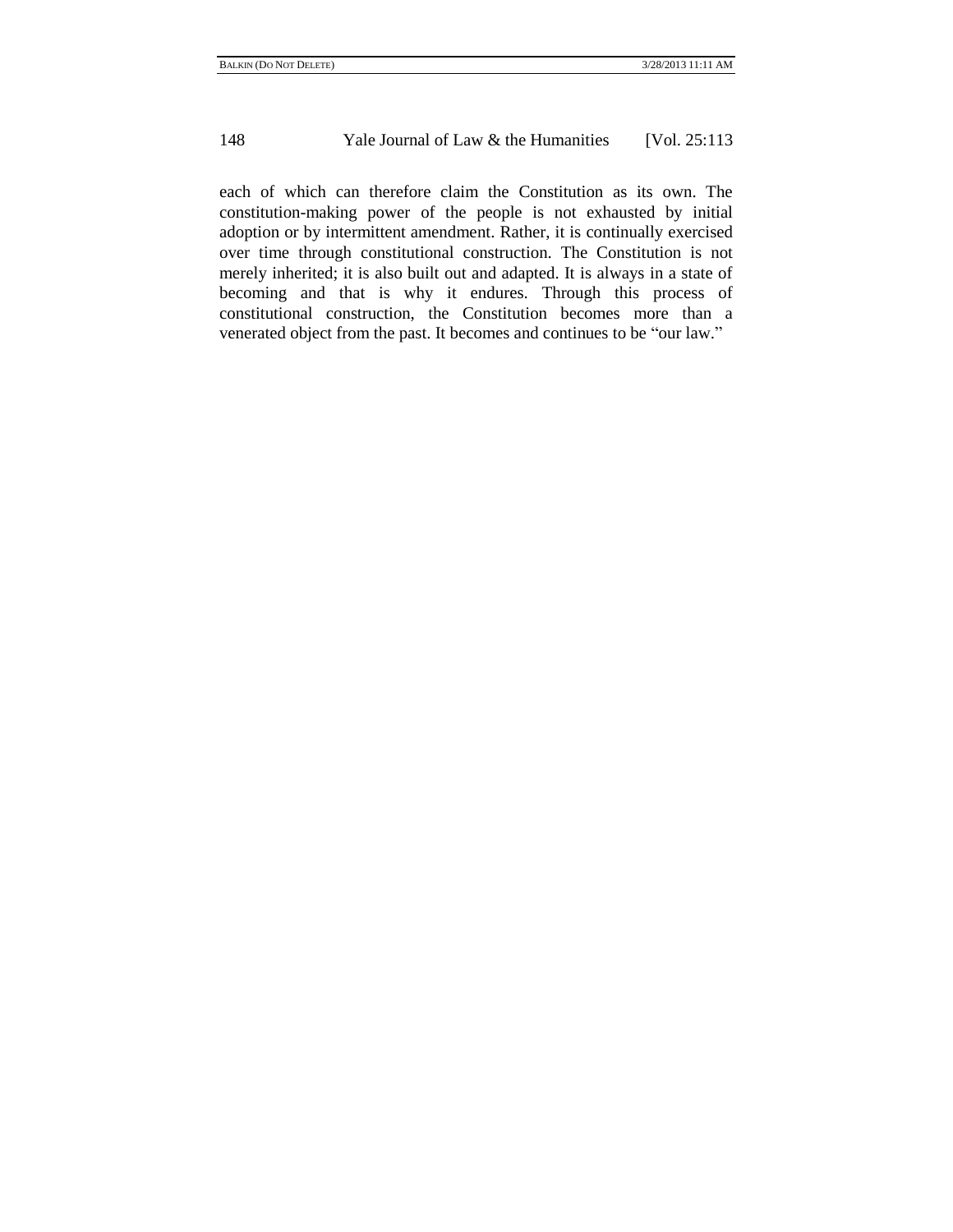each of which can therefore claim the Constitution as its own. The constitution-making power of the people is not exhausted by initial adoption or by intermittent amendment. Rather, it is continually exercised over time through constitutional construction. The Constitution is not merely inherited; it is also built out and adapted. It is always in a state of becoming and that is why it endures. Through this process of constitutional construction, the Constitution becomes more than a venerated object from the past. It becomes and continues to be "our law."